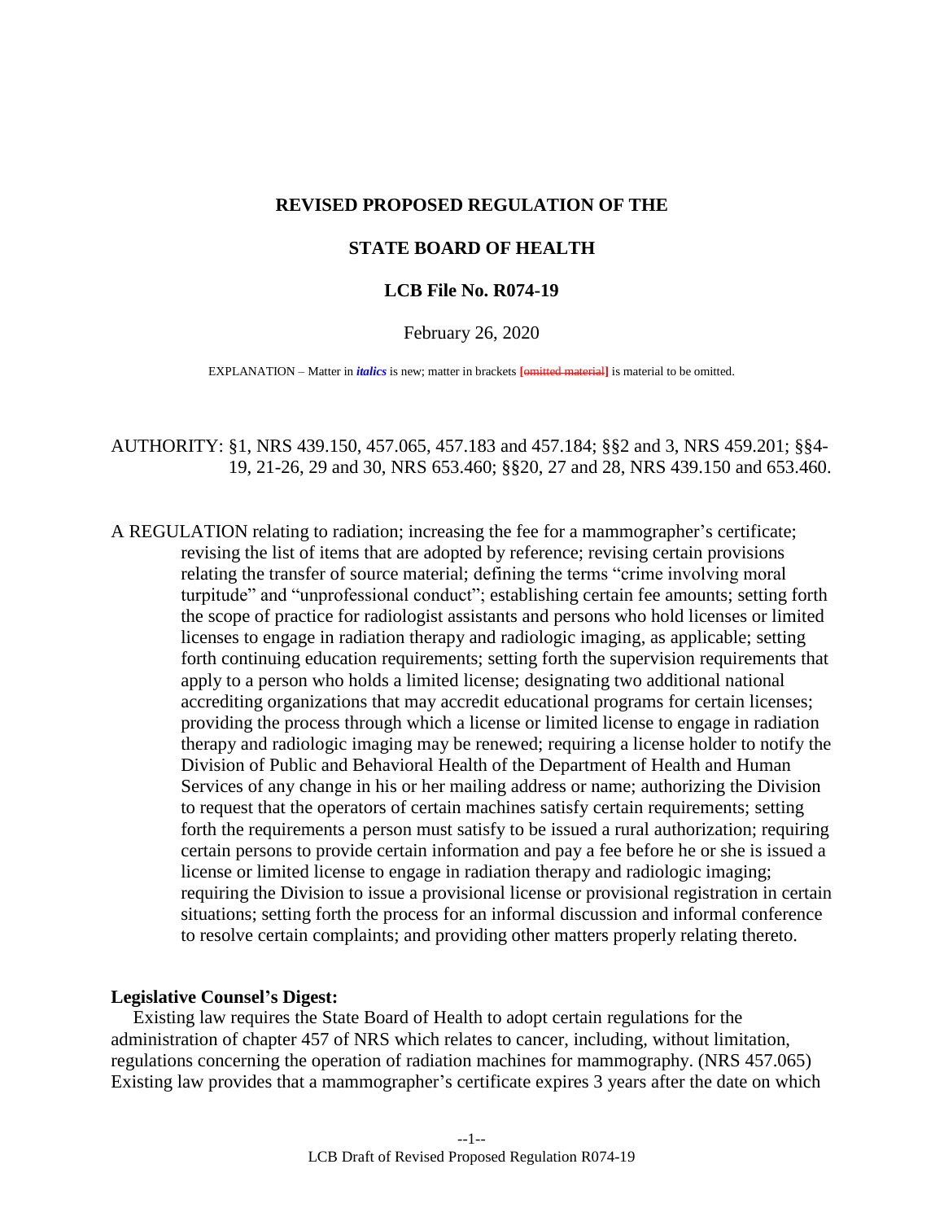**REVISED PROPOSED REGULATION OF THE**

**STATE BOARD OF HEALTH**

**LCB File No. R074-19**

February 26, 2020

EXPLANATION – Matter in ***italics*** is new; matter in brackets **[~~omitted material~~]** is material to be omitted.

AUTHORITY: §1, NRS 439.150, 457.065, 457.183 and 457.184; §§2 and 3, NRS 459.201; §§4-19, 21-26, 29 and 30, NRS 653.460; §§20, 27 and 28, NRS 439.150 and 653.460.

A REGULATION relating to radiation; increasing the fee for a mammographer's certificate; revising the list of items that are adopted by reference; revising certain provisions relating the transfer of source material; defining the terms "crime involving moral turpitude" and "unprofessional conduct"; establishing certain fee amounts; setting forth the scope of practice for radiologist assistants and persons who hold licenses or limited licenses to engage in radiation therapy and radiologic imaging, as applicable; setting forth continuing education requirements; setting forth the supervision requirements that apply to a person who holds a limited license; designating two additional national accrediting organizations that may accredit educational programs for certain licenses; providing the process through which a license or limited license to engage in radiation therapy and radiologic imaging may be renewed; requiring a license holder to notify the Division of Public and Behavioral Health of the Department of Health and Human Services of any change in his or her mailing address or name; authorizing the Division to request that the operators of certain machines satisfy certain requirements; setting forth the requirements a person must satisfy to be issued a rural authorization; requiring certain persons to provide certain information and pay a fee before he or she is issued a license or limited license to engage in radiation therapy and radiologic imaging; requiring the Division to issue a provisional license or provisional registration in certain situations; setting forth the process for an informal discussion and informal conference to resolve certain complaints; and providing other matters properly relating thereto.

**Legislative Counsel's Digest:**

Existing law requires the State Board of Health to adopt certain regulations for the administration of chapter 457 of NRS which relates to cancer, including, without limitation, regulations concerning the operation of radiation machines for mammography. (NRS 457.065) Existing law provides that a mammographer's certificate expires 3 years after the date on which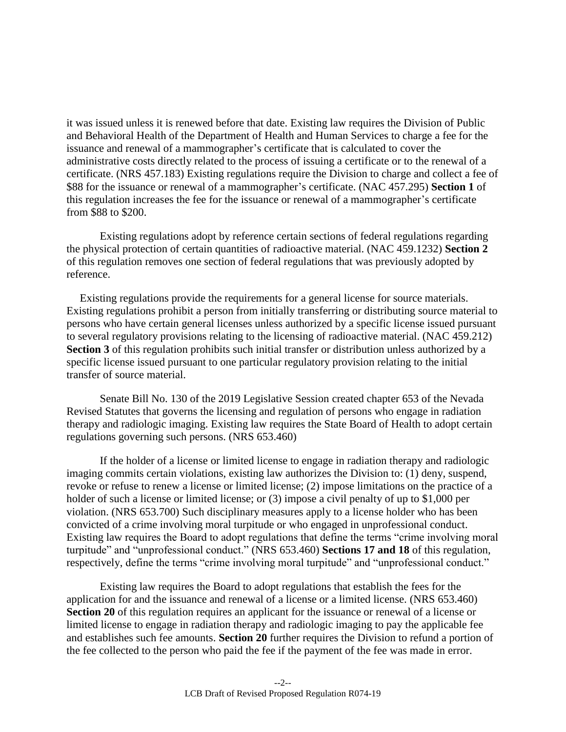it was issued unless it is renewed before that date. Existing law requires the Division of Public and Behavioral Health of the Department of Health and Human Services to charge a fee for the issuance and renewal of a mammographer's certificate that is calculated to cover the administrative costs directly related to the process of issuing a certificate or to the renewal of a certificate. (NRS 457.183) Existing regulations require the Division to charge and collect a fee of $88 for the issuance or renewal of a mammographer's certificate. (NAC 457.295) **Section 1** of this regulation increases the fee for the issuance or renewal of a mammographer's certificate from $88 to $200.

Existing regulations adopt by reference certain sections of federal regulations regarding the physical protection of certain quantities of radioactive material. (NAC 459.1232) **Section 2** of this regulation removes one section of federal regulations that was previously adopted by reference.

Existing regulations provide the requirements for a general license for source materials. Existing regulations prohibit a person from initially transferring or distributing source material to persons who have certain general licenses unless authorized by a specific license issued pursuant to several regulatory provisions relating to the licensing of radioactive material. (NAC 459.212) **Section 3** of this regulation prohibits such initial transfer or distribution unless authorized by a specific license issued pursuant to one particular regulatory provision relating to the initial transfer of source material.

Senate Bill No. 130 of the 2019 Legislative Session created chapter 653 of the Nevada Revised Statutes that governs the licensing and regulation of persons who engage in radiation therapy and radiologic imaging. Existing law requires the State Board of Health to adopt certain regulations governing such persons. (NRS 653.460)

If the holder of a license or limited license to engage in radiation therapy and radiologic imaging commits certain violations, existing law authorizes the Division to: (1) deny, suspend, revoke or refuse to renew a license or limited license; (2) impose limitations on the practice of a holder of such a license or limited license; or (3) impose a civil penalty of up to $1,000 per violation. (NRS 653.700) Such disciplinary measures apply to a license holder who has been convicted of a crime involving moral turpitude or who engaged in unprofessional conduct. Existing law requires the Board to adopt regulations that define the terms "crime involving moral turpitude" and "unprofessional conduct." (NRS 653.460) **Sections 17 and 18** of this regulation, respectively, define the terms "crime involving moral turpitude" and "unprofessional conduct."

Existing law requires the Board to adopt regulations that establish the fees for the application for and the issuance and renewal of a license or a limited license. (NRS 653.460) **Section 20** of this regulation requires an applicant for the issuance or renewal of a license or limited license to engage in radiation therapy and radiologic imaging to pay the applicable fee and establishes such fee amounts. **Section 20** further requires the Division to refund a portion of the fee collected to the person who paid the fee if the payment of the fee was made in error.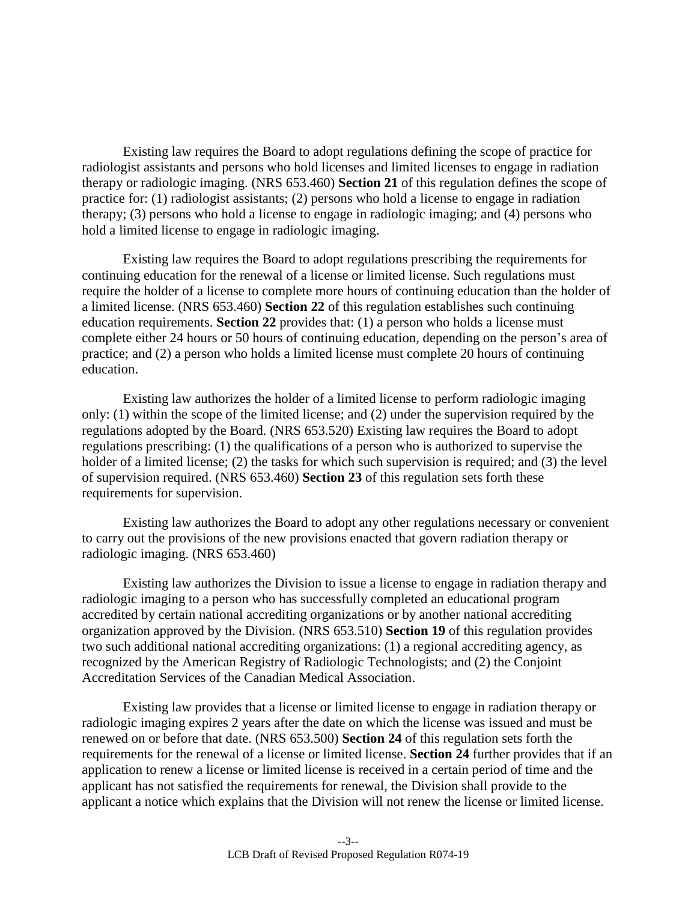Existing law requires the Board to adopt regulations defining the scope of practice for radiologist assistants and persons who hold licenses and limited licenses to engage in radiation therapy or radiologic imaging. (NRS 653.460) **Section 21** of this regulation defines the scope of practice for: (1) radiologist assistants; (2) persons who hold a license to engage in radiation therapy; (3) persons who hold a license to engage in radiologic imaging; and (4) persons who hold a limited license to engage in radiologic imaging.

Existing law requires the Board to adopt regulations prescribing the requirements for continuing education for the renewal of a license or limited license. Such regulations must require the holder of a license to complete more hours of continuing education than the holder of a limited license. (NRS 653.460) **Section 22** of this regulation establishes such continuing education requirements. **Section 22** provides that: (1) a person who holds a license must complete either 24 hours or 50 hours of continuing education, depending on the person's area of practice; and (2) a person who holds a limited license must complete 20 hours of continuing education.

Existing law authorizes the holder of a limited license to perform radiologic imaging only: (1) within the scope of the limited license; and (2) under the supervision required by the regulations adopted by the Board. (NRS 653.520) Existing law requires the Board to adopt regulations prescribing: (1) the qualifications of a person who is authorized to supervise the holder of a limited license; (2) the tasks for which such supervision is required; and (3) the level of supervision required. (NRS 653.460) **Section 23** of this regulation sets forth these requirements for supervision.

Existing law authorizes the Board to adopt any other regulations necessary or convenient to carry out the provisions of the new provisions enacted that govern radiation therapy or radiologic imaging. (NRS 653.460)

Existing law authorizes the Division to issue a license to engage in radiation therapy and radiologic imaging to a person who has successfully completed an educational program accredited by certain national accrediting organizations or by another national accrediting organization approved by the Division. (NRS 653.510) **Section 19** of this regulation provides two such additional national accrediting organizations: (1) a regional accrediting agency, as recognized by the American Registry of Radiologic Technologists; and (2) the Conjoint Accreditation Services of the Canadian Medical Association.

Existing law provides that a license or limited license to engage in radiation therapy or radiologic imaging expires 2 years after the date on which the license was issued and must be renewed on or before that date. (NRS 653.500) **Section 24** of this regulation sets forth the requirements for the renewal of a license or limited license. **Section 24** further provides that if an application to renew a license or limited license is received in a certain period of time and the applicant has not satisfied the requirements for renewal, the Division shall provide to the applicant a notice which explains that the Division will not renew the license or limited license.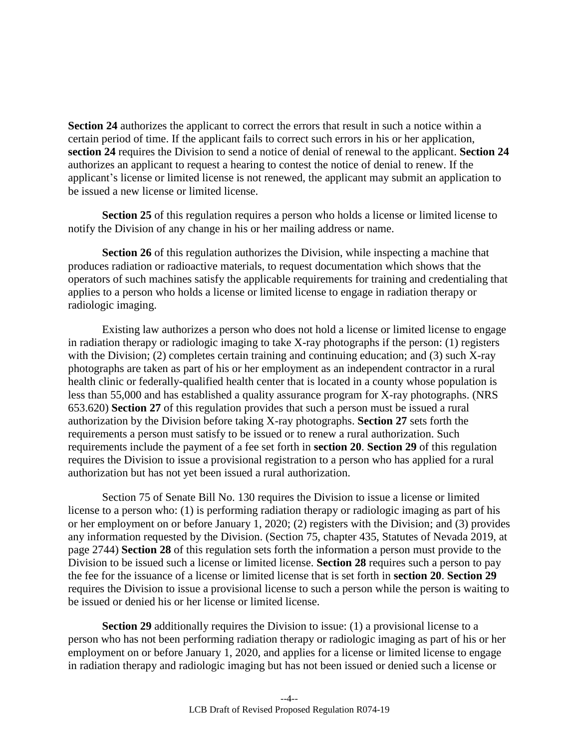**Section 24** authorizes the applicant to correct the errors that result in such a notice within a certain period of time. If the applicant fails to correct such errors in his or her application, **section 24** requires the Division to send a notice of denial of renewal to the applicant. **Section 24** authorizes an applicant to request a hearing to contest the notice of denial to renew. If the applicant's license or limited license is not renewed, the applicant may submit an application to be issued a new license or limited license.

**Section 25** of this regulation requires a person who holds a license or limited license to notify the Division of any change in his or her mailing address or name.

**Section 26** of this regulation authorizes the Division, while inspecting a machine that produces radiation or radioactive materials, to request documentation which shows that the operators of such machines satisfy the applicable requirements for training and credentialing that applies to a person who holds a license or limited license to engage in radiation therapy or radiologic imaging.

Existing law authorizes a person who does not hold a license or limited license to engage in radiation therapy or radiologic imaging to take X-ray photographs if the person: (1) registers with the Division; (2) completes certain training and continuing education; and (3) such X-ray photographs are taken as part of his or her employment as an independent contractor in a rural health clinic or federally-qualified health center that is located in a county whose population is less than 55,000 and has established a quality assurance program for X-ray photographs. (NRS 653.620) **Section 27** of this regulation provides that such a person must be issued a rural authorization by the Division before taking X-ray photographs. **Section 27** sets forth the requirements a person must satisfy to be issued or to renew a rural authorization. Such requirements include the payment of a fee set forth in **section 20**. **Section 29** of this regulation requires the Division to issue a provisional registration to a person who has applied for a rural authorization but has not yet been issued a rural authorization.

Section 75 of Senate Bill No. 130 requires the Division to issue a license or limited license to a person who: (1) is performing radiation therapy or radiologic imaging as part of his or her employment on or before January 1, 2020; (2) registers with the Division; and (3) provides any information requested by the Division. (Section 75, chapter 435, Statutes of Nevada 2019, at page 2744) **Section 28** of this regulation sets forth the information a person must provide to the Division to be issued such a license or limited license. **Section 28** requires such a person to pay the fee for the issuance of a license or limited license that is set forth in **section 20**. **Section 29** requires the Division to issue a provisional license to such a person while the person is waiting to be issued or denied his or her license or limited license.

**Section 29** additionally requires the Division to issue: (1) a provisional license to a person who has not been performing radiation therapy or radiologic imaging as part of his or her employment on or before January 1, 2020, and applies for a license or limited license to engage in radiation therapy and radiologic imaging but has not been issued or denied such a license or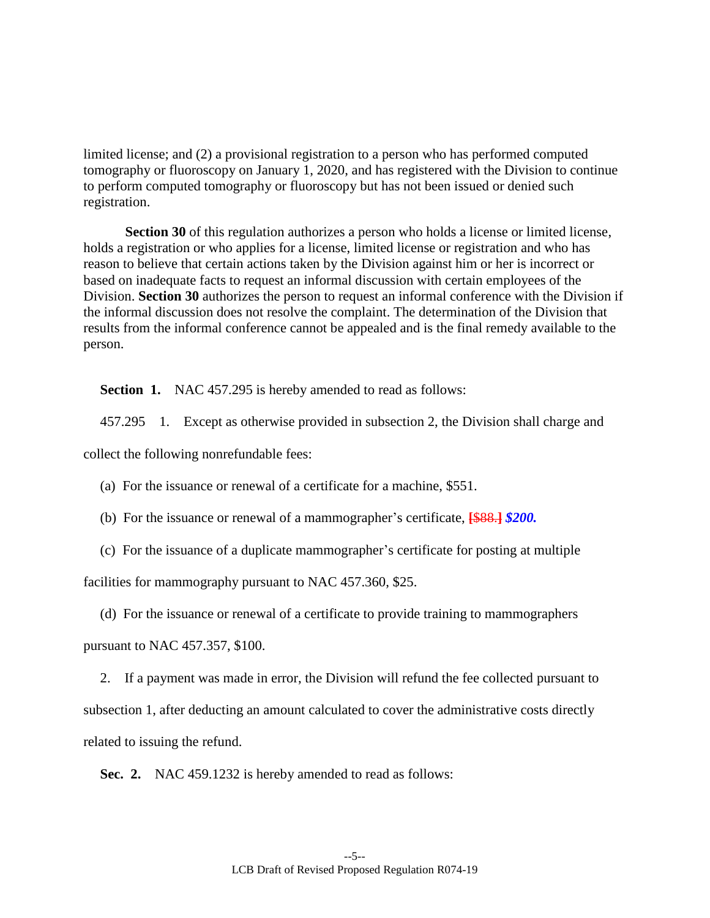limited license; and (2) a provisional registration to a person who has performed computed tomography or fluoroscopy on January 1, 2020, and has registered with the Division to continue to perform computed tomography or fluoroscopy but has not been issued or denied such registration.

**Section 30** of this regulation authorizes a person who holds a license or limited license, holds a registration or who applies for a license, limited license or registration and who has reason to believe that certain actions taken by the Division against him or her is incorrect or based on inadequate facts to request an informal discussion with certain employees of the Division. **Section 30** authorizes the person to request an informal conference with the Division if the informal discussion does not resolve the complaint. The determination of the Division that results from the informal conference cannot be appealed and is the final remedy available to the person.

**Section 1.** NAC 457.295 is hereby amended to read as follows:

457.295 1. Except as otherwise provided in subsection 2, the Division shall charge and collect the following nonrefundable fees:

(a) For the issuance or renewal of a certificate for a machine, $551.

(b) For the issuance or renewal of a mammographer's certificate, **[~~$88.~~]** ***$200.***

(c) For the issuance of a duplicate mammographer's certificate for posting at multiple facilities for mammography pursuant to NAC 457.360, $25.

(d) For the issuance or renewal of a certificate to provide training to mammographers pursuant to NAC 457.357, $100.

2. If a payment was made in error, the Division will refund the fee collected pursuant to subsection 1, after deducting an amount calculated to cover the administrative costs directly related to issuing the refund.

**Sec. 2.** NAC 459.1232 is hereby amended to read as follows: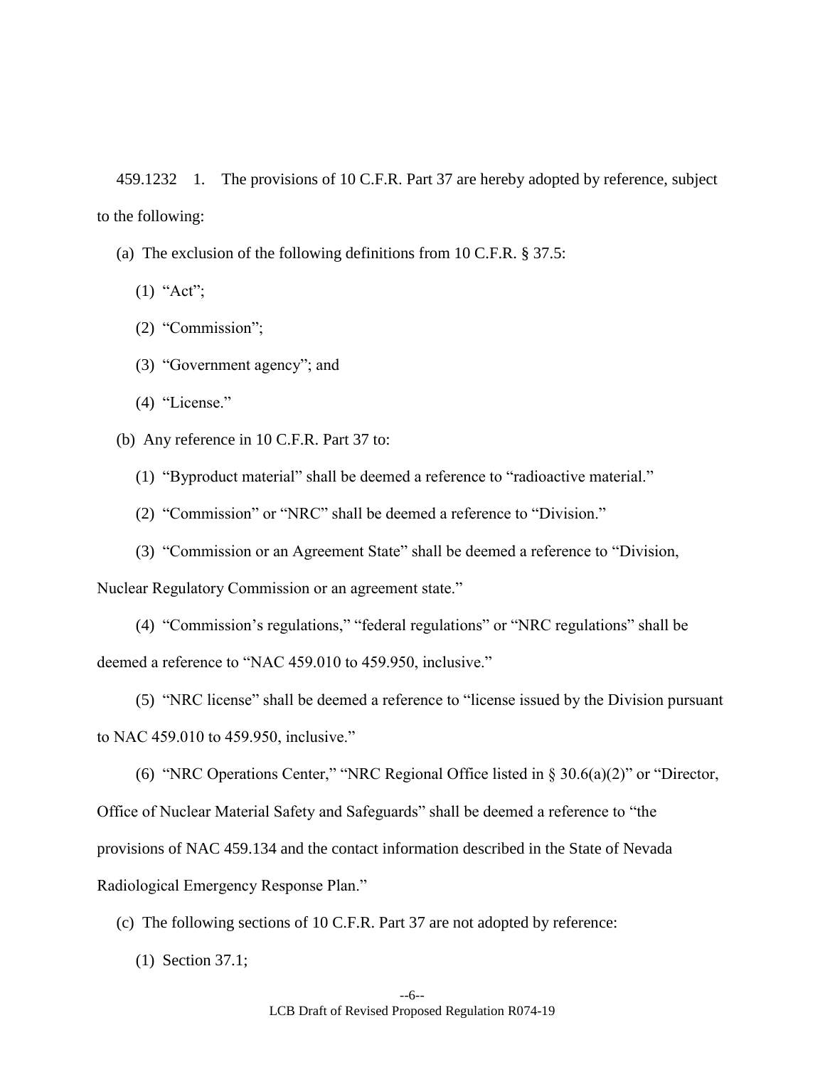459.1232 1. The provisions of 10 C.F.R. Part 37 are hereby adopted by reference, subject to the following:

(a) The exclusion of the following definitions from 10 C.F.R. § 37.5:

(1) "Act";

(2) "Commission";

(3) "Government agency"; and

(4) "License."

(b) Any reference in 10 C.F.R. Part 37 to:

(1) "Byproduct material" shall be deemed a reference to "radioactive material."

(2) "Commission" or "NRC" shall be deemed a reference to "Division."

(3) "Commission or an Agreement State" shall be deemed a reference to "Division, Nuclear Regulatory Commission or an agreement state."

(4) "Commission's regulations," "federal regulations" or "NRC regulations" shall be deemed a reference to "NAC 459.010 to 459.950, inclusive."

(5) "NRC license" shall be deemed a reference to "license issued by the Division pursuant to NAC 459.010 to 459.950, inclusive."

(6) "NRC Operations Center," "NRC Regional Office listed in § 30.6(a)(2)" or "Director, Office of Nuclear Material Safety and Safeguards" shall be deemed a reference to "the provisions of NAC 459.134 and the contact information described in the State of Nevada Radiological Emergency Response Plan."

(c) The following sections of 10 C.F.R. Part 37 are not adopted by reference:

(1) Section 37.1;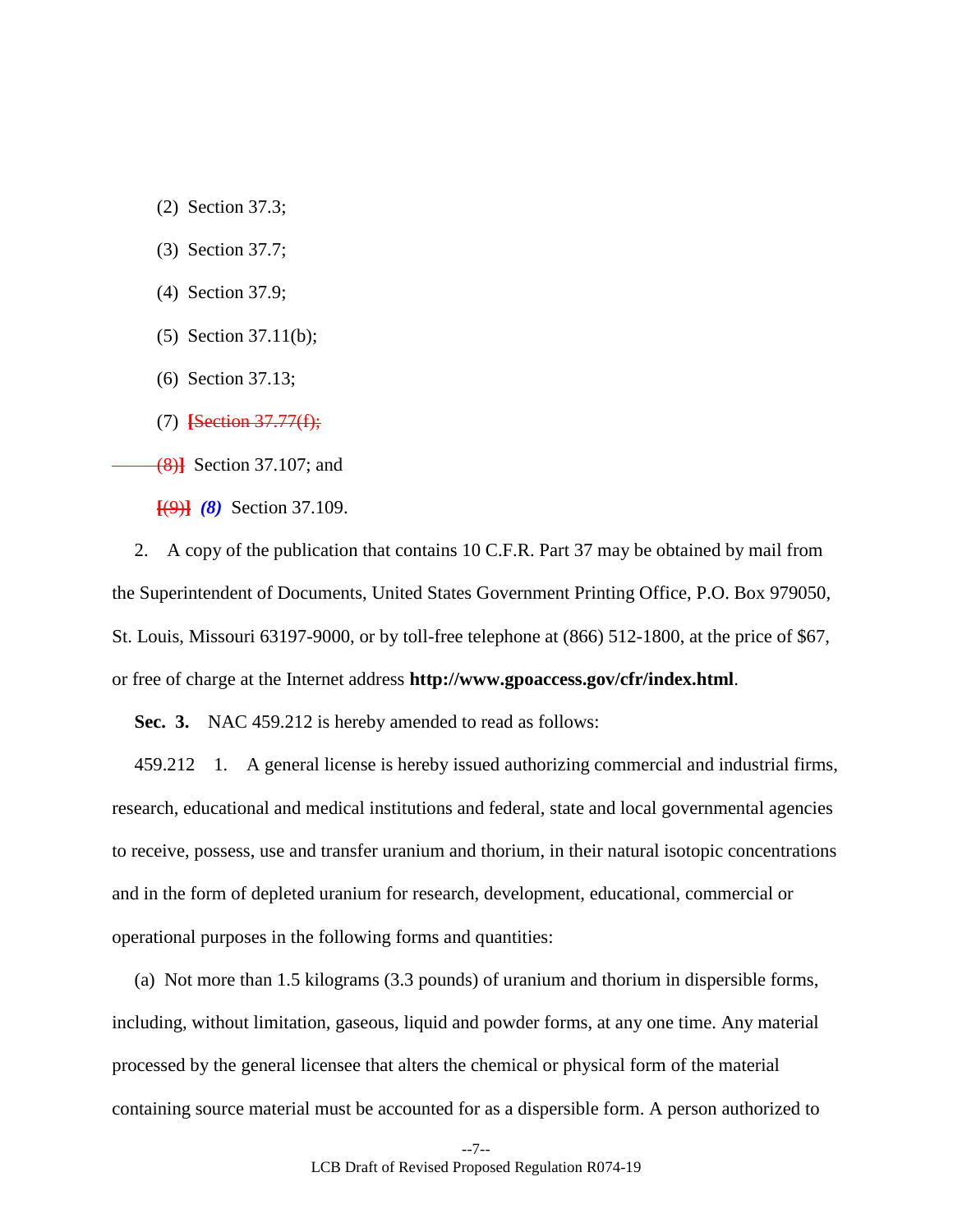(2) Section 37.3;

(3) Section 37.7;

(4) Section 37.9;

(5) Section 37.11(b);

(6) Section 37.13;

(7) [~~Section 37.77(f);~~

~~(8)~~] Section 37.107; and

[~~(9)~~] ***(8)*** Section 37.109.

2. A copy of the publication that contains 10 C.F.R. Part 37 may be obtained by mail from the Superintendent of Documents, United States Government Printing Office, P.O. Box 979050, St. Louis, Missouri 63197-9000, or by toll-free telephone at (866) 512-1800, at the price of $67, or free of charge at the Internet address **http://www.gpoaccess.gov/cfr/index.html**.

**Sec. 3.** NAC 459.212 is hereby amended to read as follows:

459.212 1. A general license is hereby issued authorizing commercial and industrial firms, research, educational and medical institutions and federal, state and local governmental agencies to receive, possess, use and transfer uranium and thorium, in their natural isotopic concentrations and in the form of depleted uranium for research, development, educational, commercial or operational purposes in the following forms and quantities:

(a) Not more than 1.5 kilograms (3.3 pounds) of uranium and thorium in dispersible forms, including, without limitation, gaseous, liquid and powder forms, at any one time. Any material processed by the general licensee that alters the chemical or physical form of the material containing source material must be accounted for as a dispersible form. A person authorized to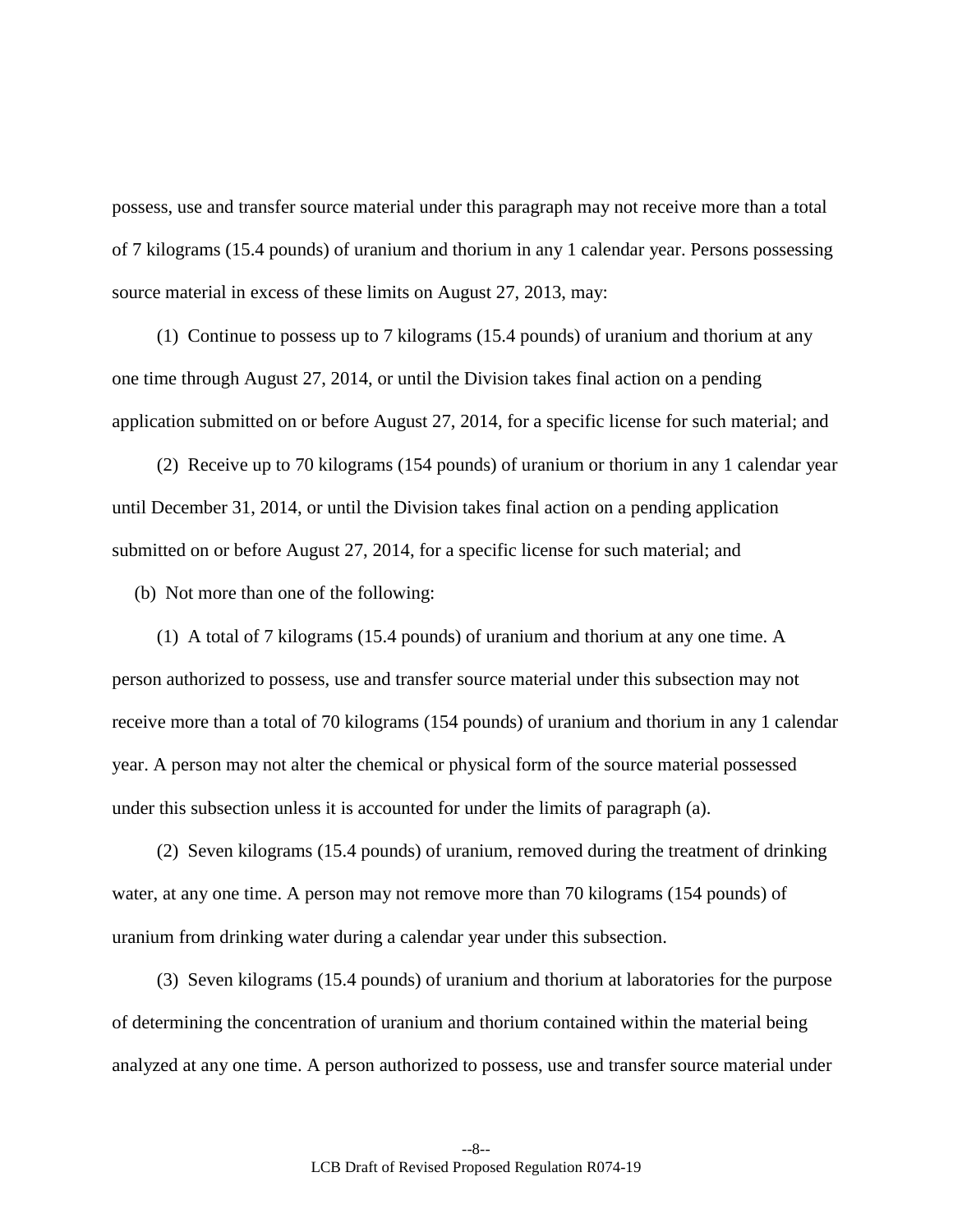possess, use and transfer source material under this paragraph may not receive more than a total of 7 kilograms (15.4 pounds) of uranium and thorium in any 1 calendar year. Persons possessing source material in excess of these limits on August 27, 2013, may:

(1) Continue to possess up to 7 kilograms (15.4 pounds) of uranium and thorium at any one time through August 27, 2014, or until the Division takes final action on a pending application submitted on or before August 27, 2014, for a specific license for such material; and

(2) Receive up to 70 kilograms (154 pounds) of uranium or thorium in any 1 calendar year until December 31, 2014, or until the Division takes final action on a pending application submitted on or before August 27, 2014, for a specific license for such material; and

(b) Not more than one of the following:

(1) A total of 7 kilograms (15.4 pounds) of uranium and thorium at any one time. A person authorized to possess, use and transfer source material under this subsection may not receive more than a total of 70 kilograms (154 pounds) of uranium and thorium in any 1 calendar year. A person may not alter the chemical or physical form of the source material possessed under this subsection unless it is accounted for under the limits of paragraph (a).

(2) Seven kilograms (15.4 pounds) of uranium, removed during the treatment of drinking water, at any one time. A person may not remove more than 70 kilograms (154 pounds) of uranium from drinking water during a calendar year under this subsection.

(3) Seven kilograms (15.4 pounds) of uranium and thorium at laboratories for the purpose of determining the concentration of uranium and thorium contained within the material being analyzed at any one time. A person authorized to possess, use and transfer source material under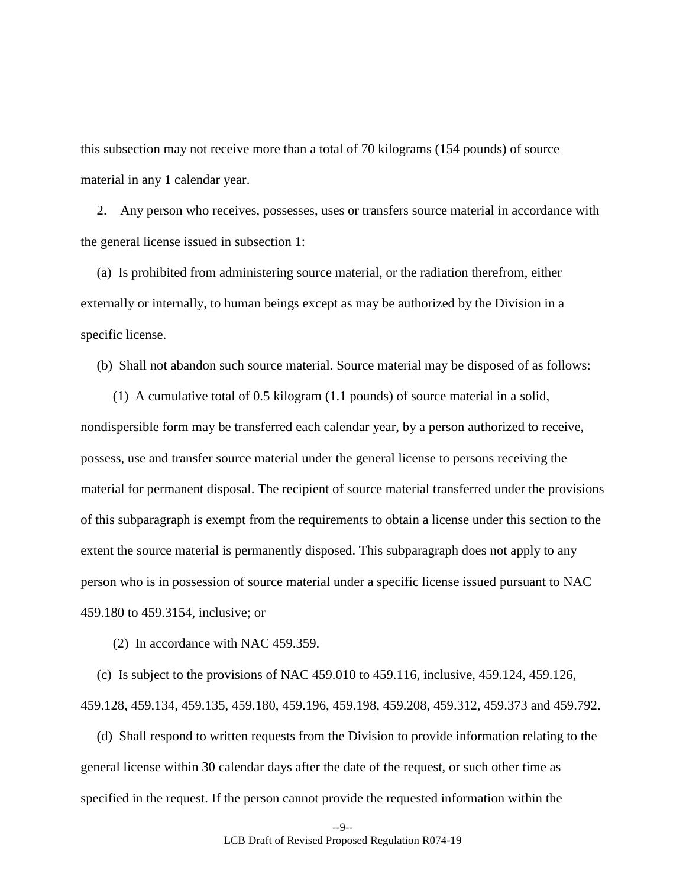this subsection may not receive more than a total of 70 kilograms (154 pounds) of source material in any 1 calendar year.

2. Any person who receives, possesses, uses or transfers source material in accordance with the general license issued in subsection 1:

(a) Is prohibited from administering source material, or the radiation therefrom, either externally or internally, to human beings except as may be authorized by the Division in a specific license.

(b) Shall not abandon such source material. Source material may be disposed of as follows:

(1) A cumulative total of 0.5 kilogram (1.1 pounds) of source material in a solid, nondispersible form may be transferred each calendar year, by a person authorized to receive, possess, use and transfer source material under the general license to persons receiving the material for permanent disposal. The recipient of source material transferred under the provisions of this subparagraph is exempt from the requirements to obtain a license under this section to the extent the source material is permanently disposed. This subparagraph does not apply to any person who is in possession of source material under a specific license issued pursuant to NAC 459.180 to 459.3154, inclusive; or

(2) In accordance with NAC 459.359.

(c) Is subject to the provisions of NAC 459.010 to 459.116, inclusive, 459.124, 459.126, 459.128, 459.134, 459.135, 459.180, 459.196, 459.198, 459.208, 459.312, 459.373 and 459.792.

(d) Shall respond to written requests from the Division to provide information relating to the general license within 30 calendar days after the date of the request, or such other time as specified in the request. If the person cannot provide the requested information within the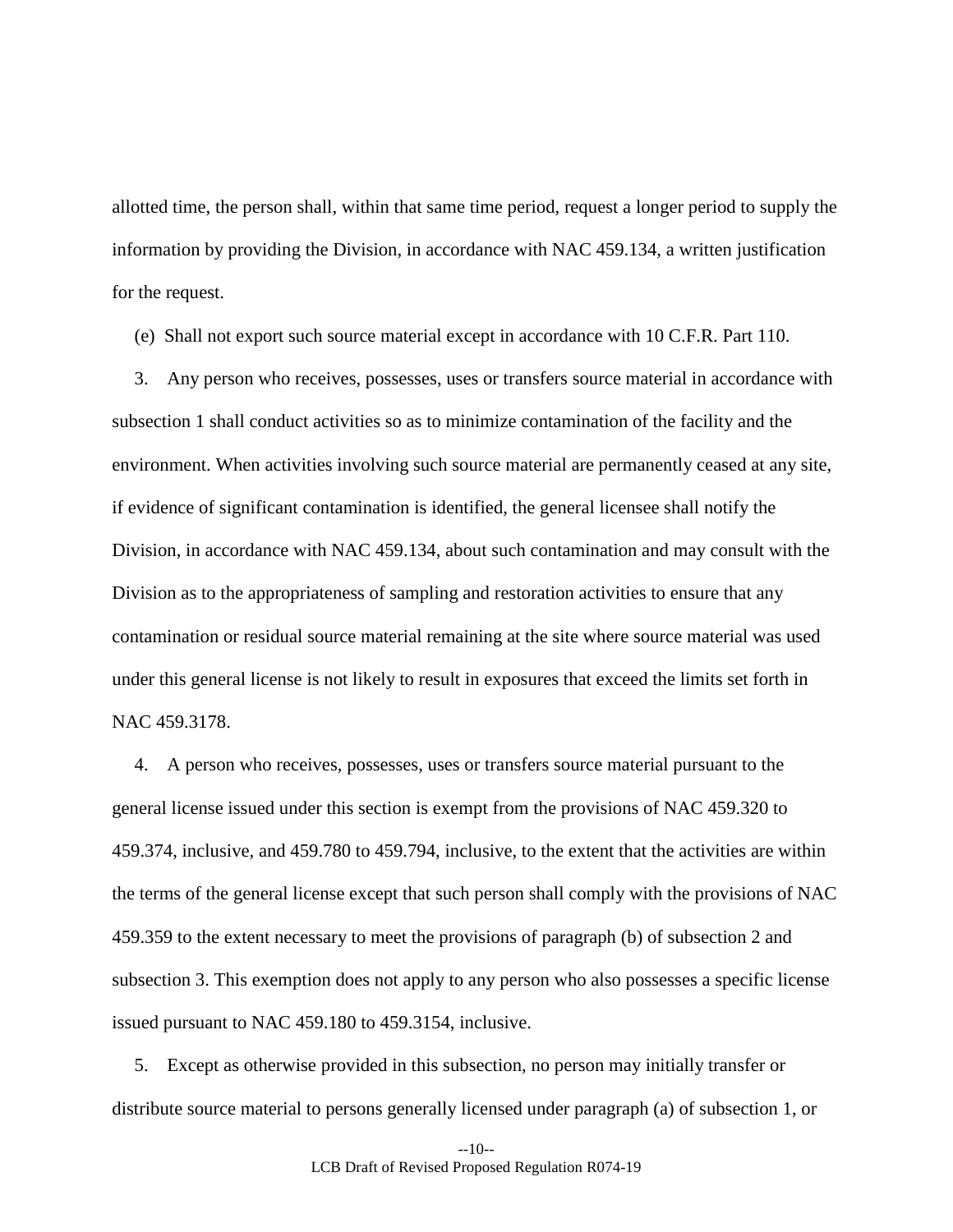allotted time, the person shall, within that same time period, request a longer period to supply the information by providing the Division, in accordance with NAC 459.134, a written justification for the request.

(e) Shall not export such source material except in accordance with 10 C.F.R. Part 110.

3. Any person who receives, possesses, uses or transfers source material in accordance with subsection 1 shall conduct activities so as to minimize contamination of the facility and the environment. When activities involving such source material are permanently ceased at any site, if evidence of significant contamination is identified, the general licensee shall notify the Division, in accordance with NAC 459.134, about such contamination and may consult with the Division as to the appropriateness of sampling and restoration activities to ensure that any contamination or residual source material remaining at the site where source material was used under this general license is not likely to result in exposures that exceed the limits set forth in NAC 459.3178.

4. A person who receives, possesses, uses or transfers source material pursuant to the general license issued under this section is exempt from the provisions of NAC 459.320 to 459.374, inclusive, and 459.780 to 459.794, inclusive, to the extent that the activities are within the terms of the general license except that such person shall comply with the provisions of NAC 459.359 to the extent necessary to meet the provisions of paragraph (b) of subsection 2 and subsection 3. This exemption does not apply to any person who also possesses a specific license issued pursuant to NAC 459.180 to 459.3154, inclusive.

5. Except as otherwise provided in this subsection, no person may initially transfer or distribute source material to persons generally licensed under paragraph (a) of subsection 1, or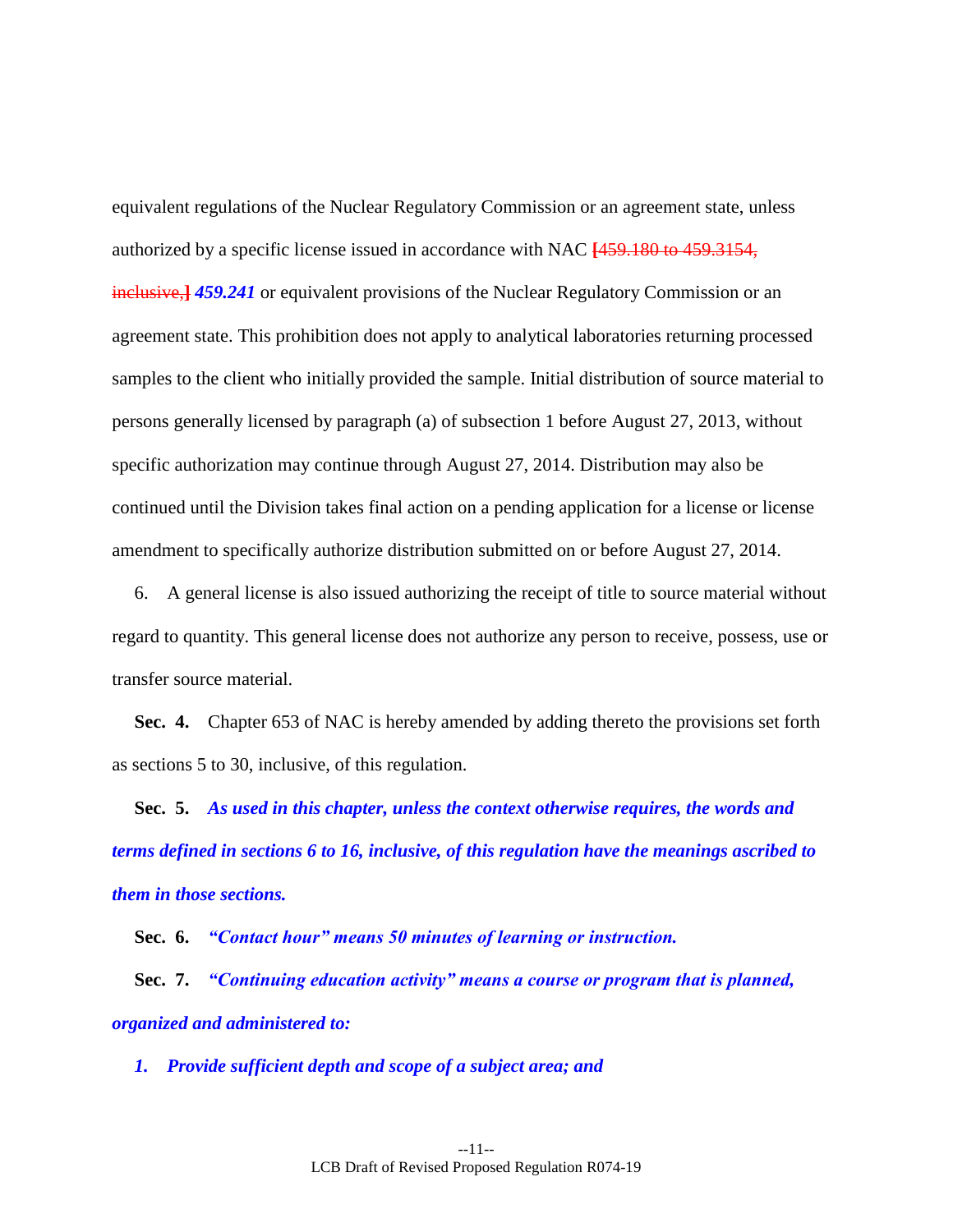equivalent regulations of the Nuclear Regulatory Commission or an agreement state, unless authorized by a specific license issued in accordance with NAC ~~[459.180 to 459.3154, inclusive,]~~ ***459.241*** or equivalent provisions of the Nuclear Regulatory Commission or an agreement state. This prohibition does not apply to analytical laboratories returning processed samples to the client who initially provided the sample. Initial distribution of source material to persons generally licensed by paragraph (a) of subsection 1 before August 27, 2013, without specific authorization may continue through August 27, 2014. Distribution may also be continued until the Division takes final action on a pending application for a license or license amendment to specifically authorize distribution submitted on or before August 27, 2014.

6. A general license is also issued authorizing the receipt of title to source material without regard to quantity. This general license does not authorize any person to receive, possess, use or transfer source material.

**Sec. 4.** Chapter 653 of NAC is hereby amended by adding thereto the provisions set forth as sections 5 to 30, inclusive, of this regulation.

**Sec. 5.** ***As used in this chapter, unless the context otherwise requires, the words and terms defined in sections 6 to 16, inclusive, of this regulation have the meanings ascribed to them in those sections.***

**Sec. 6.** ***"Contact hour" means 50 minutes of learning or instruction.***

**Sec. 7.** ***"Continuing education activity" means a course or program that is planned, organized and administered to:***

***1. Provide sufficient depth and scope of a subject area; and***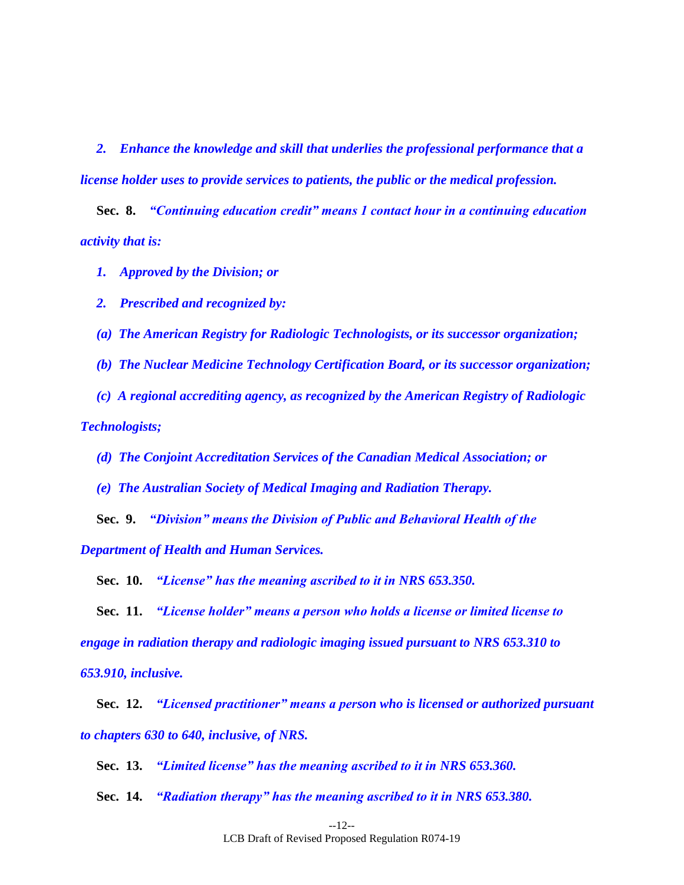*2. Enhance the knowledge and skill that underlies the professional performance that a license holder uses to provide services to patients, the public or the medical profession.*

**Sec. 8.** *"Continuing education credit" means 1 contact hour in a continuing education activity that is:*

*1. Approved by the Division; or*

*2. Prescribed and recognized by:*

*(a) The American Registry for Radiologic Technologists, or its successor organization;*

*(b) The Nuclear Medicine Technology Certification Board, or its successor organization;*

*(c) A regional accrediting agency, as recognized by the American Registry of Radiologic Technologists;*

*(d) The Conjoint Accreditation Services of the Canadian Medical Association; or*

*(e) The Australian Society of Medical Imaging and Radiation Therapy.*

**Sec. 9.** *"Division" means the Division of Public and Behavioral Health of the Department of Health and Human Services.*

**Sec. 10.** *"License" has the meaning ascribed to it in NRS 653.350.*

**Sec. 11.** *"License holder" means a person who holds a license or limited license to engage in radiation therapy and radiologic imaging issued pursuant to NRS 653.310 to 653.910, inclusive.*

**Sec. 12.** *"Licensed practitioner" means a person who is licensed or authorized pursuant to chapters 630 to 640, inclusive, of NRS.*

**Sec. 13.** *"Limited license" has the meaning ascribed to it in NRS 653.360.*

**Sec. 14.** *"Radiation therapy" has the meaning ascribed to it in NRS 653.380.*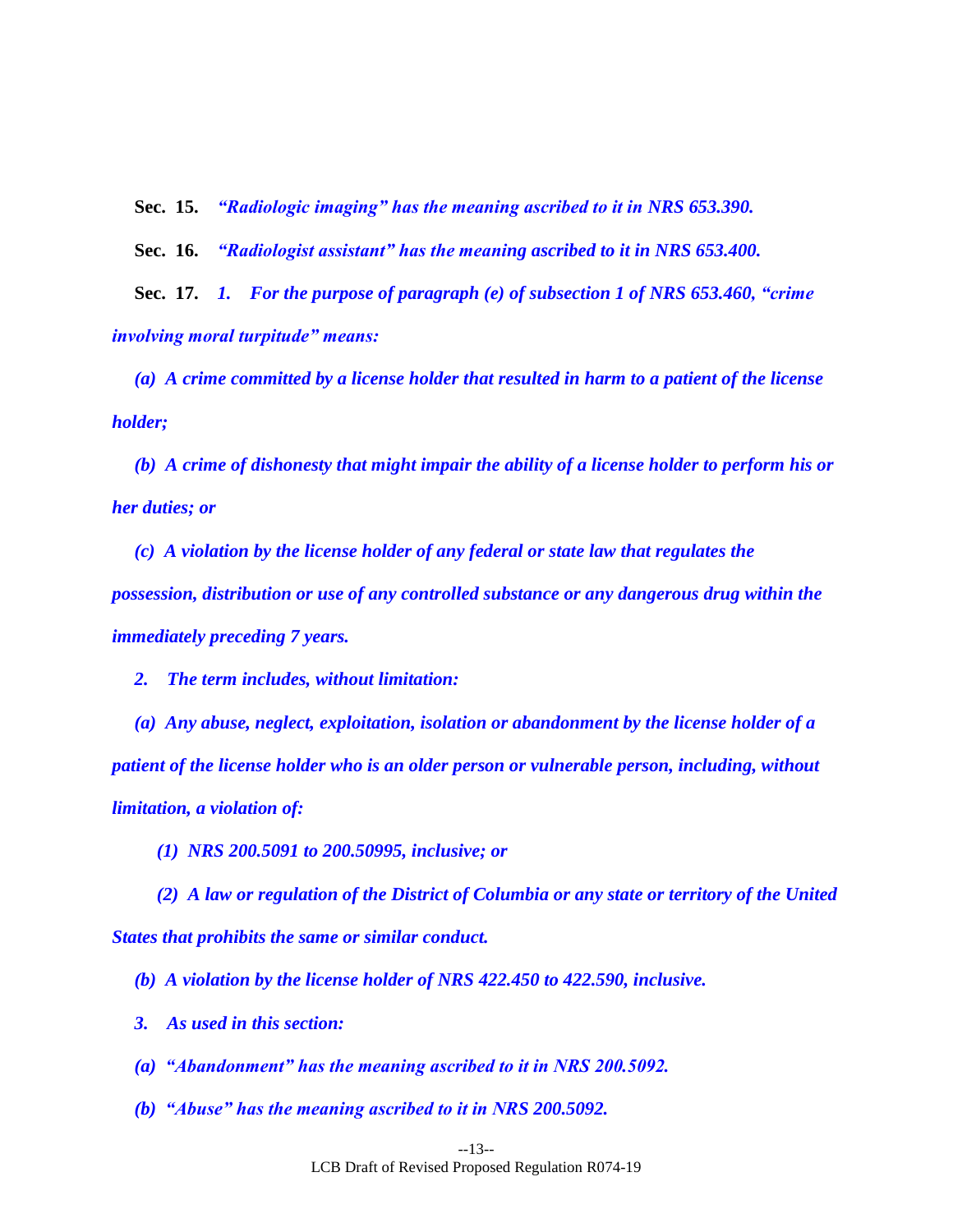**Sec. 15.** ***"Radiologic imaging" has the meaning ascribed to it in NRS 653.390.***

**Sec. 16.** ***"Radiologist assistant" has the meaning ascribed to it in NRS 653.400.***

**Sec. 17.** ***1. For the purpose of paragraph (e) of subsection 1 of NRS 653.460, "crime involving moral turpitude" means:***

***(a) A crime committed by a license holder that resulted in harm to a patient of the license holder;***

***(b) A crime of dishonesty that might impair the ability of a license holder to perform his or her duties; or***

***(c) A violation by the license holder of any federal or state law that regulates the possession, distribution or use of any controlled substance or any dangerous drug within the immediately preceding 7 years.***

***2. The term includes, without limitation:***

***(a) Any abuse, neglect, exploitation, isolation or abandonment by the license holder of a patient of the license holder who is an older person or vulnerable person, including, without limitation, a violation of:***

***(1) NRS 200.5091 to 200.50995, inclusive; or***

***(2) A law or regulation of the District of Columbia or any state or territory of the United States that prohibits the same or similar conduct.***

***(b) A violation by the license holder of NRS 422.450 to 422.590, inclusive.***

***3. As used in this section:***

***(a) "Abandonment" has the meaning ascribed to it in NRS 200.5092.***

***(b) "Abuse" has the meaning ascribed to it in NRS 200.5092.***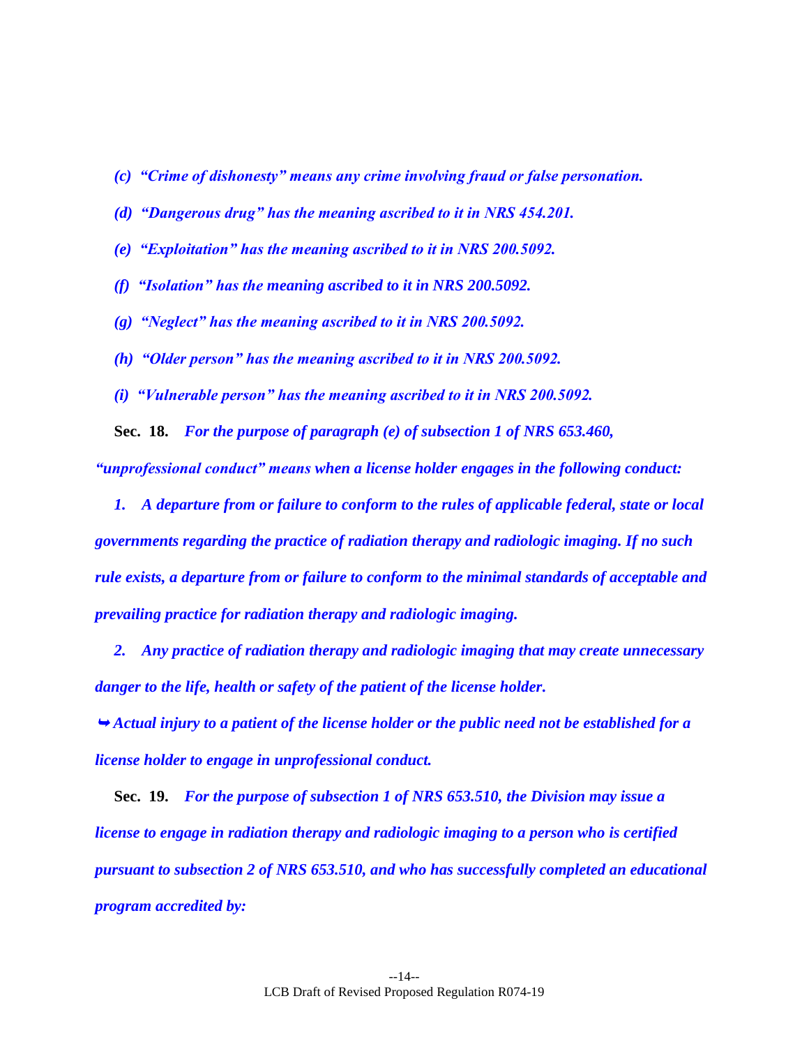*(c) "Crime of dishonesty" means any crime involving fraud or false personation.*

*(d) "Dangerous drug" has the meaning ascribed to it in NRS 454.201.*

*(e) "Exploitation" has the meaning ascribed to it in NRS 200.5092.*

*(f) "Isolation" has the meaning ascribed to it in NRS 200.5092.*

*(g) "Neglect" has the meaning ascribed to it in NRS 200.5092.*

*(h) "Older person" has the meaning ascribed to it in NRS 200.5092.*

*(i) "Vulnerable person" has the meaning ascribed to it in NRS 200.5092.*

**Sec. 18.** *For the purpose of paragraph (e) of subsection 1 of NRS 653.460, "unprofessional conduct" means when a license holder engages in the following conduct:*

*1. A departure from or failure to conform to the rules of applicable federal, state or local governments regarding the practice of radiation therapy and radiologic imaging. If no such rule exists, a departure from or failure to conform to the minimal standards of acceptable and prevailing practice for radiation therapy and radiologic imaging.*

*2. Any practice of radiation therapy and radiologic imaging that may create unnecessary danger to the life, health or safety of the patient of the license holder.*

*➥ Actual injury to a patient of the license holder or the public need not be established for a license holder to engage in unprofessional conduct.*

**Sec. 19.** *For the purpose of subsection 1 of NRS 653.510, the Division may issue a license to engage in radiation therapy and radiologic imaging to a person who is certified pursuant to subsection 2 of NRS 653.510, and who has successfully completed an educational program accredited by:*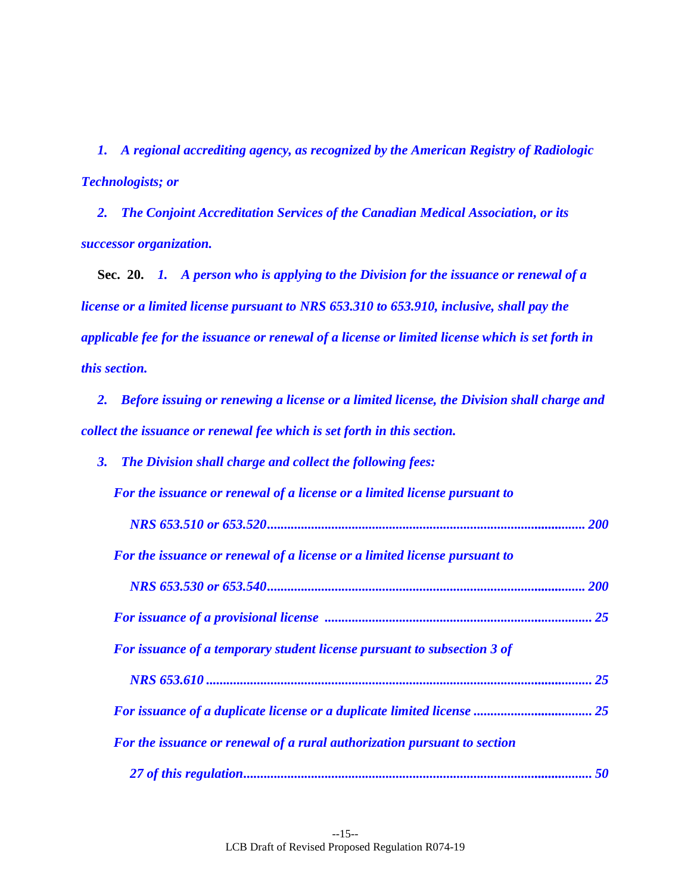*1. A regional accrediting agency, as recognized by the American Registry of Radiologic Technologists; or*

*2. The Conjoint Accreditation Services of the Canadian Medical Association, or its successor organization.*

**Sec. 20.** *1. A person who is applying to the Division for the issuance or renewal of a license or a limited license pursuant to NRS 653.310 to 653.910, inclusive, shall pay the applicable fee for the issuance or renewal of a license or limited license which is set forth in this section.*

*2. Before issuing or renewing a license or a limited license, the Division shall charge and collect the issuance or renewal fee which is set forth in this section.*

*3. The Division shall charge and collect the following fees:*

| | |
|---|---|
| *For the issuance or renewal of a license or a limited license pursuant to NRS 653.510 or 653.520* | *200* |
| *For the issuance or renewal of a license or a limited license pursuant to NRS 653.530 or 653.540* | *200* |
| *For issuance of a provisional license* | *25* |
| *For issuance of a temporary student license pursuant to subsection 3 of NRS 653.610* | *25* |
| *For issuance of a duplicate license or a duplicate limited license* | *25* |
| *For the issuance or renewal of a rural authorization pursuant to section 27 of this regulation* | *50* |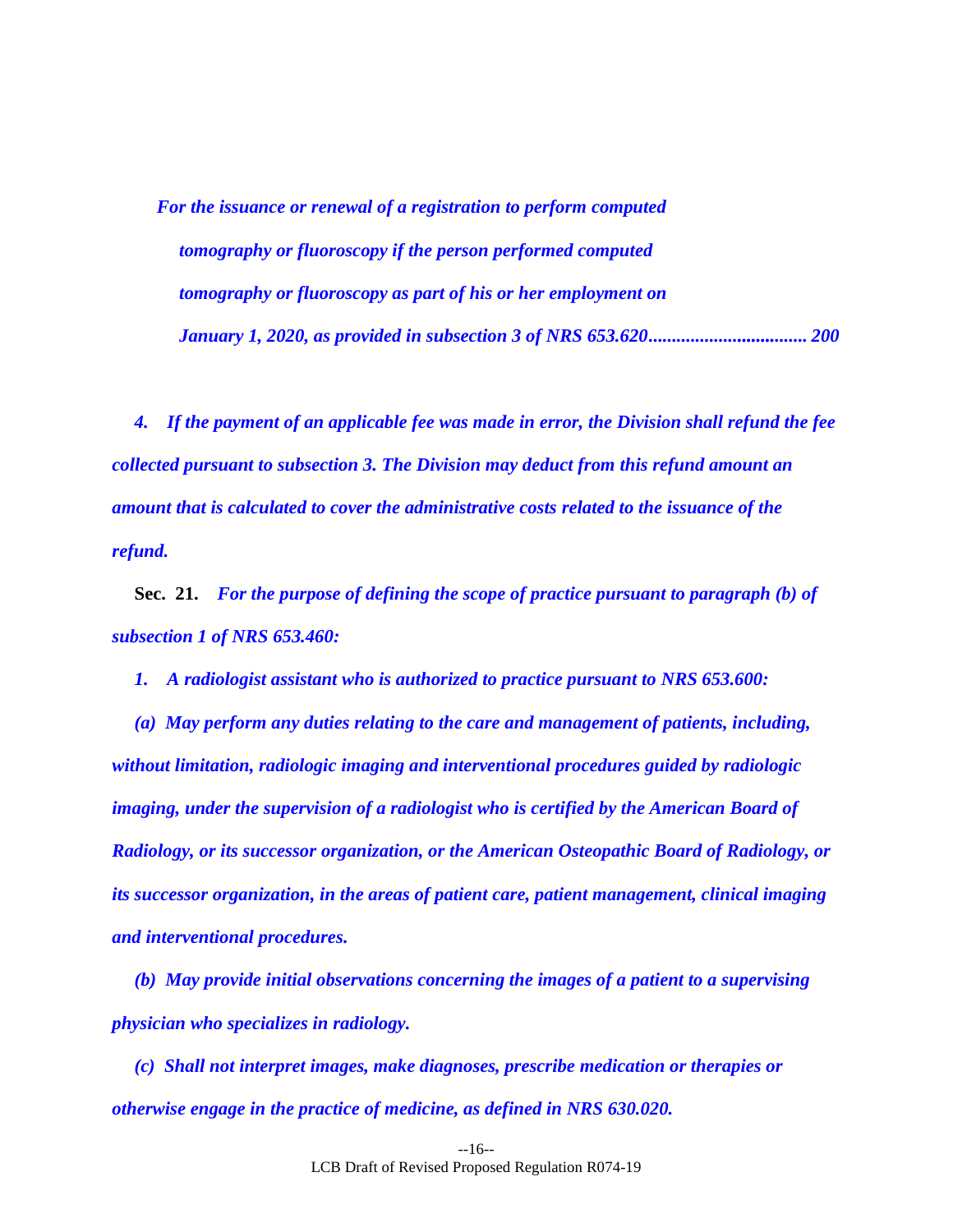*For the issuance or renewal of a registration to perform computed tomography or fluoroscopy if the person performed computed tomography or fluoroscopy as part of his or her employment on January 1, 2020, as provided in subsection 3 of NRS 653.620.................................. 200*

*4. If the payment of an applicable fee was made in error, the Division shall refund the fee collected pursuant to subsection 3. The Division may deduct from this refund amount an amount that is calculated to cover the administrative costs related to the issuance of the refund.*

**Sec. 21.** *For the purpose of defining the scope of practice pursuant to paragraph (b) of subsection 1 of NRS 653.460:*

*1. A radiologist assistant who is authorized to practice pursuant to NRS 653.600:*

*(a) May perform any duties relating to the care and management of patients, including, without limitation, radiologic imaging and interventional procedures guided by radiologic imaging, under the supervision of a radiologist who is certified by the American Board of Radiology, or its successor organization, or the American Osteopathic Board of Radiology, or its successor organization, in the areas of patient care, patient management, clinical imaging and interventional procedures.*

*(b) May provide initial observations concerning the images of a patient to a supervising physician who specializes in radiology.*

*(c) Shall not interpret images, make diagnoses, prescribe medication or therapies or otherwise engage in the practice of medicine, as defined in NRS 630.020.*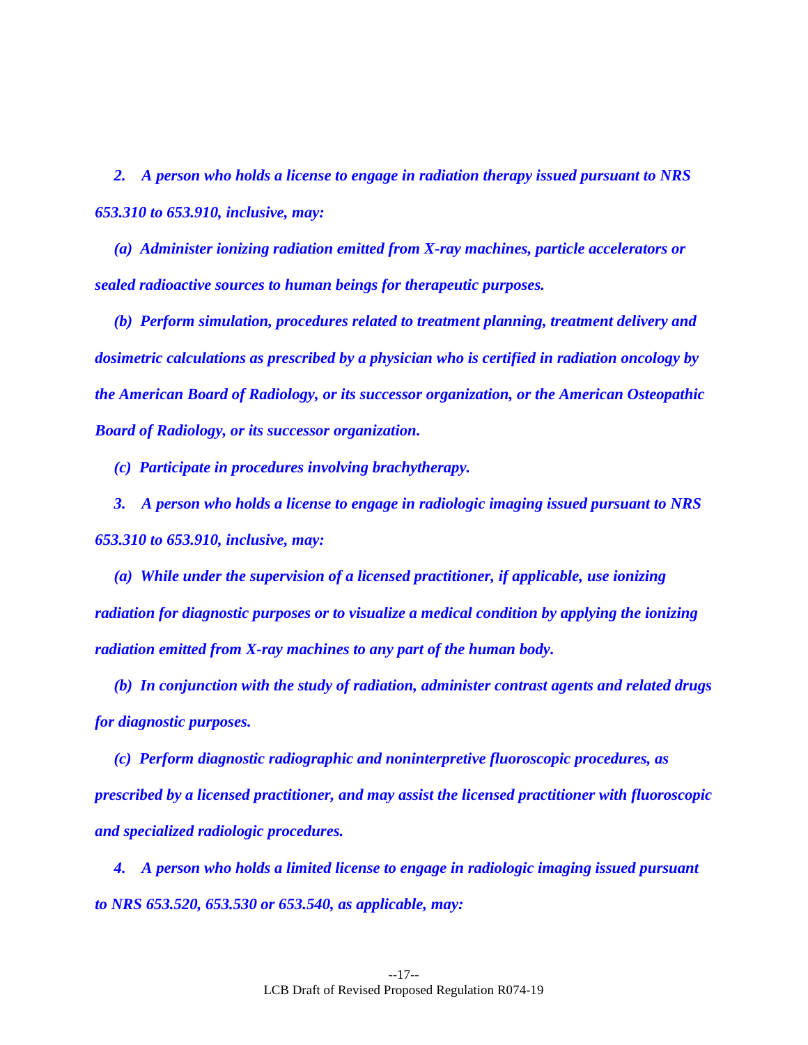*2. A person who holds a license to engage in radiation therapy issued pursuant to NRS 653.310 to 653.910, inclusive, may:*

*(a) Administer ionizing radiation emitted from X-ray machines, particle accelerators or sealed radioactive sources to human beings for therapeutic purposes.*

*(b) Perform simulation, procedures related to treatment planning, treatment delivery and dosimetric calculations as prescribed by a physician who is certified in radiation oncology by the American Board of Radiology, or its successor organization, or the American Osteopathic Board of Radiology, or its successor organization.*

*(c) Participate in procedures involving brachytherapy.*

*3. A person who holds a license to engage in radiologic imaging issued pursuant to NRS 653.310 to 653.910, inclusive, may:*

*(a) While under the supervision of a licensed practitioner, if applicable, use ionizing radiation for diagnostic purposes or to visualize a medical condition by applying the ionizing radiation emitted from X-ray machines to any part of the human body.*

*(b) In conjunction with the study of radiation, administer contrast agents and related drugs for diagnostic purposes.*

*(c) Perform diagnostic radiographic and noninterpretive fluoroscopic procedures, as prescribed by a licensed practitioner, and may assist the licensed practitioner with fluoroscopic and specialized radiologic procedures.*

*4. A person who holds a limited license to engage in radiologic imaging issued pursuant to NRS 653.520, 653.530 or 653.540, as applicable, may:*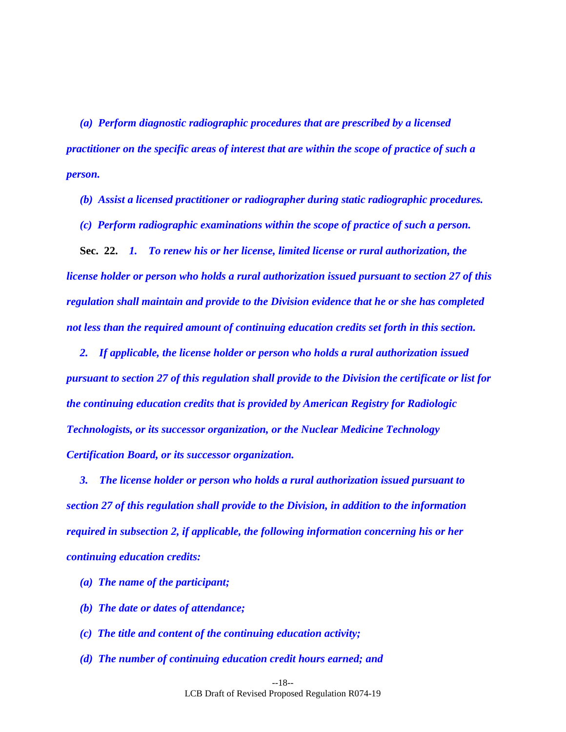*(a) Perform diagnostic radiographic procedures that are prescribed by a licensed practitioner on the specific areas of interest that are within the scope of practice of such a person.*

*(b) Assist a licensed practitioner or radiographer during static radiographic procedures.*

*(c) Perform radiographic examinations within the scope of practice of such a person.*

**Sec. 22.** ***1. To renew his or her license, limited license or rural authorization, the license holder or person who holds a rural authorization issued pursuant to section 27 of this regulation shall maintain and provide to the Division evidence that he or she has completed not less than the required amount of continuing education credits set forth in this section.***

***2. If applicable, the license holder or person who holds a rural authorization issued pursuant to section 27 of this regulation shall provide to the Division the certificate or list for the continuing education credits that is provided by American Registry for Radiologic Technologists, or its successor organization, or the Nuclear Medicine Technology Certification Board, or its successor organization.***

***3. The license holder or person who holds a rural authorization issued pursuant to section 27 of this regulation shall provide to the Division, in addition to the information required in subsection 2, if applicable, the following information concerning his or her continuing education credits:***

***(a) The name of the participant;***

***(b) The date or dates of attendance;***

***(c) The title and content of the continuing education activity;***

***(d) The number of continuing education credit hours earned; and***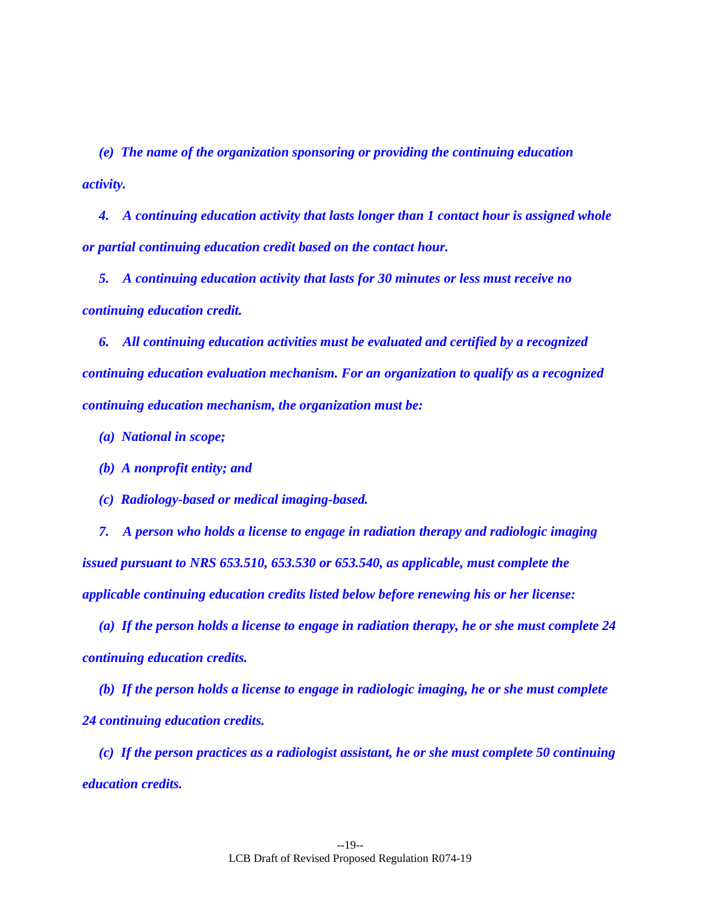*(e) The name of the organization sponsoring or providing the continuing education activity.*

*4. A continuing education activity that lasts longer than 1 contact hour is assigned whole or partial continuing education credit based on the contact hour.*

*5. A continuing education activity that lasts for 30 minutes or less must receive no continuing education credit.*

*6. All continuing education activities must be evaluated and certified by a recognized continuing education evaluation mechanism. For an organization to qualify as a recognized continuing education mechanism, the organization must be:*

*(a) National in scope;*

*(b) A nonprofit entity; and*

*(c) Radiology-based or medical imaging-based.*

*7. A person who holds a license to engage in radiation therapy and radiologic imaging issued pursuant to NRS 653.510, 653.530 or 653.540, as applicable, must complete the applicable continuing education credits listed below before renewing his or her license:*

*(a) If the person holds a license to engage in radiation therapy, he or she must complete 24 continuing education credits.*

*(b) If the person holds a license to engage in radiologic imaging, he or she must complete 24 continuing education credits.*

*(c) If the person practices as a radiologist assistant, he or she must complete 50 continuing education credits.*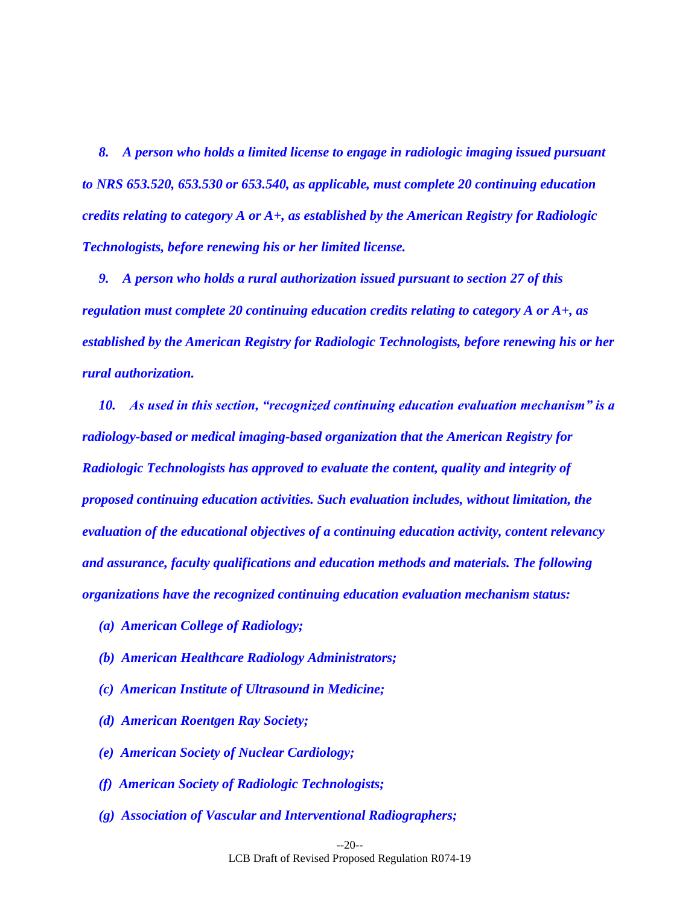*8. A person who holds a limited license to engage in radiologic imaging issued pursuant to NRS 653.520, 653.530 or 653.540, as applicable, must complete 20 continuing education credits relating to category A or A+, as established by the American Registry for Radiologic Technologists, before renewing his or her limited license.*

*9. A person who holds a rural authorization issued pursuant to section 27 of this regulation must complete 20 continuing education credits relating to category A or A+, as established by the American Registry for Radiologic Technologists, before renewing his or her rural authorization.*

*10. As used in this section, "recognized continuing education evaluation mechanism" is a radiology-based or medical imaging-based organization that the American Registry for Radiologic Technologists has approved to evaluate the content, quality and integrity of proposed continuing education activities. Such evaluation includes, without limitation, the evaluation of the educational objectives of a continuing education activity, content relevancy and assurance, faculty qualifications and education methods and materials. The following organizations have the recognized continuing education evaluation mechanism status:*

*(a) American College of Radiology;*

*(b) American Healthcare Radiology Administrators;*

*(c) American Institute of Ultrasound in Medicine;*

*(d) American Roentgen Ray Society;*

*(e) American Society of Nuclear Cardiology;*

*(f) American Society of Radiologic Technologists;*

*(g) Association of Vascular and Interventional Radiographers;*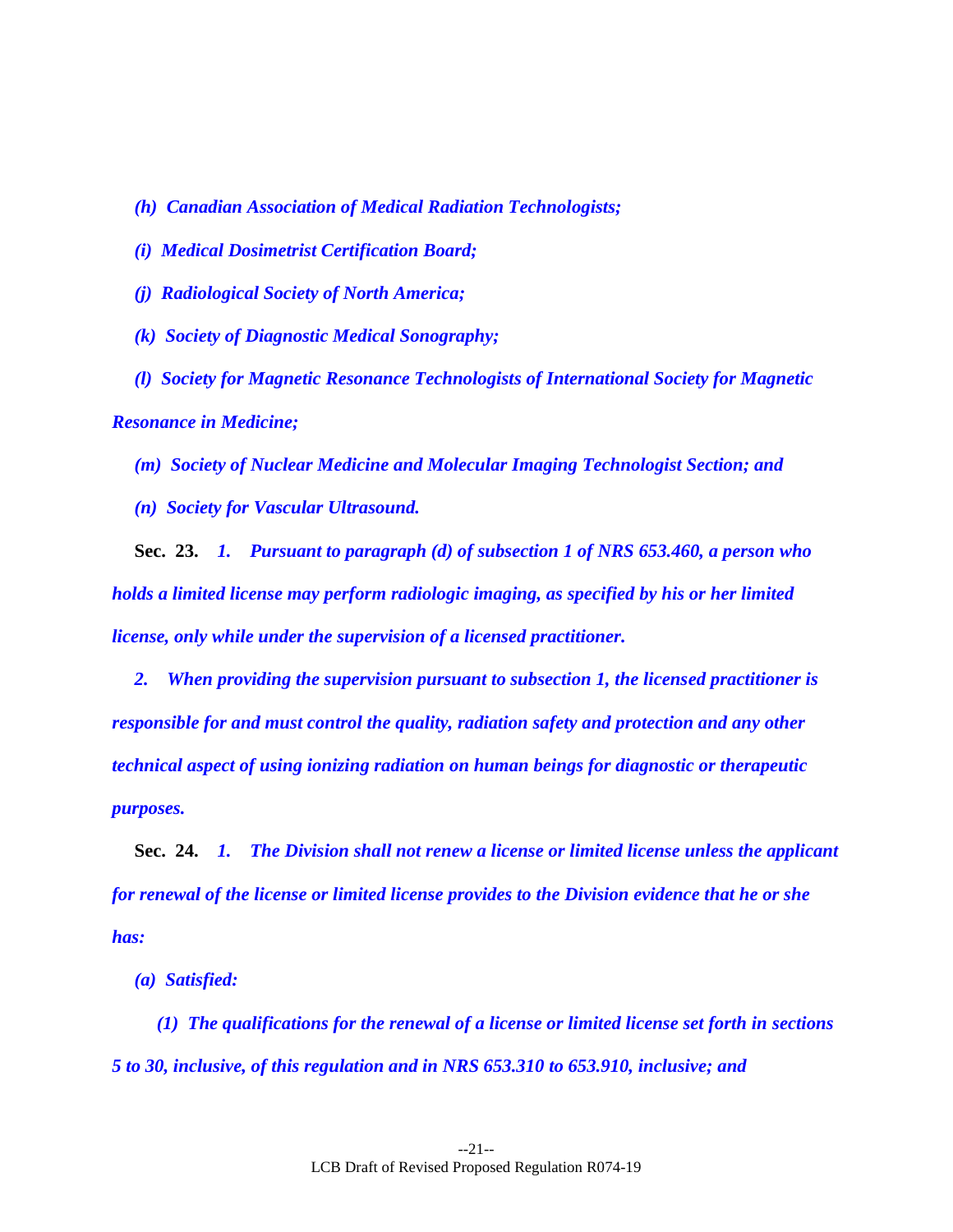*(h) Canadian Association of Medical Radiation Technologists;*

*(i) Medical Dosimetrist Certification Board;*

*(j) Radiological Society of North America;*

*(k) Society of Diagnostic Medical Sonography;*

*(l) Society for Magnetic Resonance Technologists of International Society for Magnetic Resonance in Medicine;*

*(m) Society of Nuclear Medicine and Molecular Imaging Technologist Section; and*

*(n) Society for Vascular Ultrasound.*

**Sec. 23.** ***1. Pursuant to paragraph (d) of subsection 1 of NRS 653.460, a person who holds a limited license may perform radiologic imaging, as specified by his or her limited license, only while under the supervision of a licensed practitioner.***

***2. When providing the supervision pursuant to subsection 1, the licensed practitioner is responsible for and must control the quality, radiation safety and protection and any other technical aspect of using ionizing radiation on human beings for diagnostic or therapeutic purposes.***

**Sec. 24.** ***1. The Division shall not renew a license or limited license unless the applicant for renewal of the license or limited license provides to the Division evidence that he or she has:***

***(a) Satisfied:***

***(1) The qualifications for the renewal of a license or limited license set forth in sections 5 to 30, inclusive, of this regulation and in NRS 653.310 to 653.910, inclusive; and***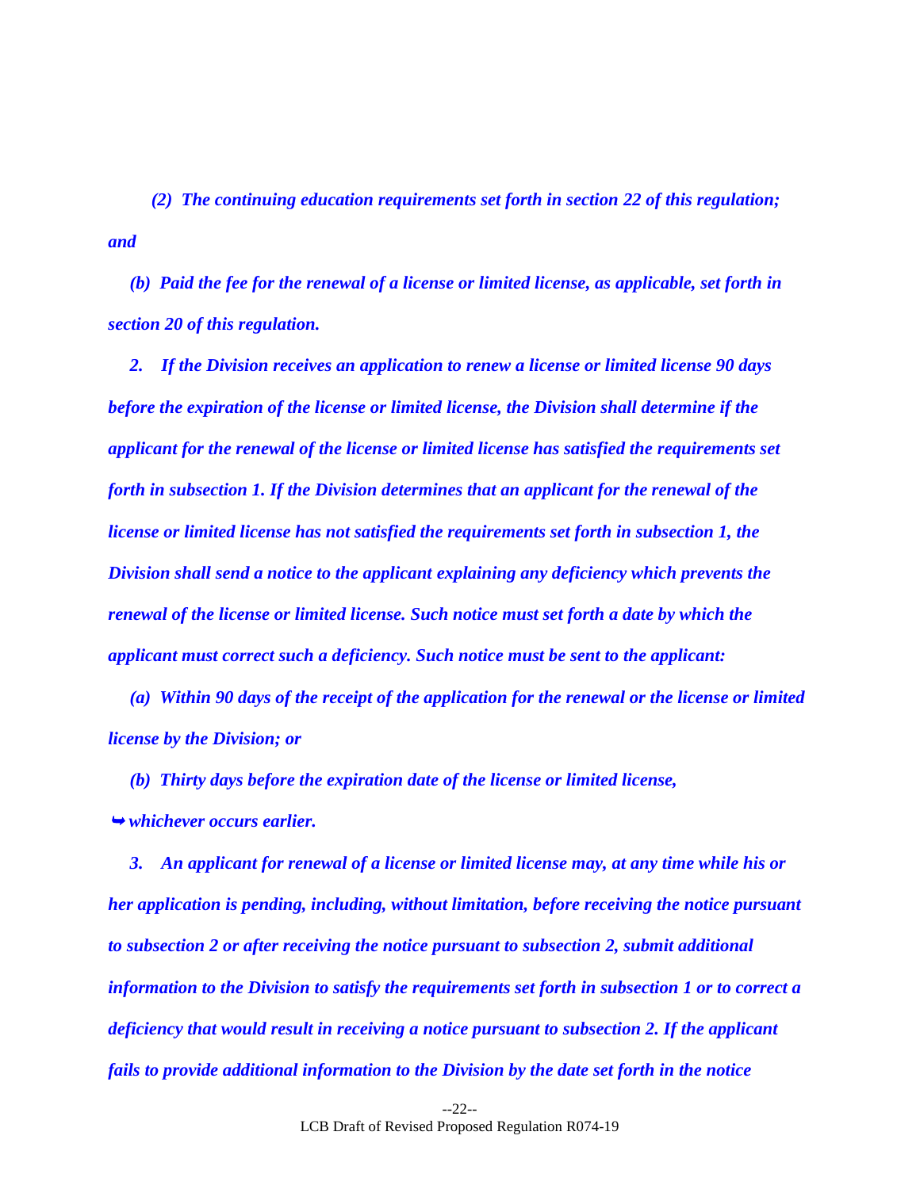*(2) The continuing education requirements set forth in section 22 of this regulation; and*

*(b) Paid the fee for the renewal of a license or limited license, as applicable, set forth in section 20 of this regulation.*

*2. If the Division receives an application to renew a license or limited license 90 days before the expiration of the license or limited license, the Division shall determine if the applicant for the renewal of the license or limited license has satisfied the requirements set forth in subsection 1. If the Division determines that an applicant for the renewal of the license or limited license has not satisfied the requirements set forth in subsection 1, the Division shall send a notice to the applicant explaining any deficiency which prevents the renewal of the license or limited license. Such notice must set forth a date by which the applicant must correct such a deficiency. Such notice must be sent to the applicant:*

*(a) Within 90 days of the receipt of the application for the renewal or the license or limited license by the Division; or*

*(b) Thirty days before the expiration date of the license or limited license,*

*➥ whichever occurs earlier.*

*3. An applicant for renewal of a license or limited license may, at any time while his or her application is pending, including, without limitation, before receiving the notice pursuant to subsection 2 or after receiving the notice pursuant to subsection 2, submit additional information to the Division to satisfy the requirements set forth in subsection 1 or to correct a deficiency that would result in receiving a notice pursuant to subsection 2. If the applicant fails to provide additional information to the Division by the date set forth in the notice*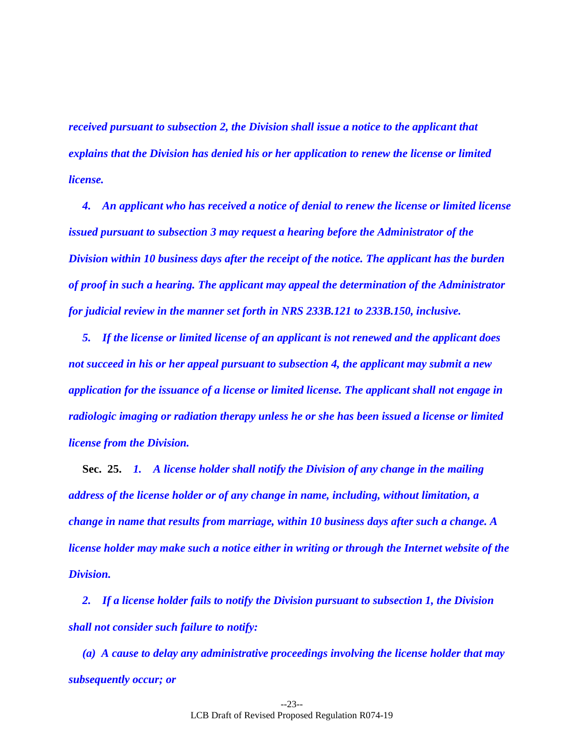*received pursuant to subsection 2, the Division shall issue a notice to the applicant that explains that the Division has denied his or her application to renew the license or limited license.*

*4. An applicant who has received a notice of denial to renew the license or limited license issued pursuant to subsection 3 may request a hearing before the Administrator of the Division within 10 business days after the receipt of the notice. The applicant has the burden of proof in such a hearing. The applicant may appeal the determination of the Administrator for judicial review in the manner set forth in NRS 233B.121 to 233B.150, inclusive.*

*5. If the license or limited license of an applicant is not renewed and the applicant does not succeed in his or her appeal pursuant to subsection 4, the applicant may submit a new application for the issuance of a license or limited license. The applicant shall not engage in radiologic imaging or radiation therapy unless he or she has been issued a license or limited license from the Division.*

**Sec. 25.** *1. A license holder shall notify the Division of any change in the mailing address of the license holder or of any change in name, including, without limitation, a change in name that results from marriage, within 10 business days after such a change. A license holder may make such a notice either in writing or through the Internet website of the Division.*

*2. If a license holder fails to notify the Division pursuant to subsection 1, the Division shall not consider such failure to notify:*

*(a) A cause to delay any administrative proceedings involving the license holder that may subsequently occur; or*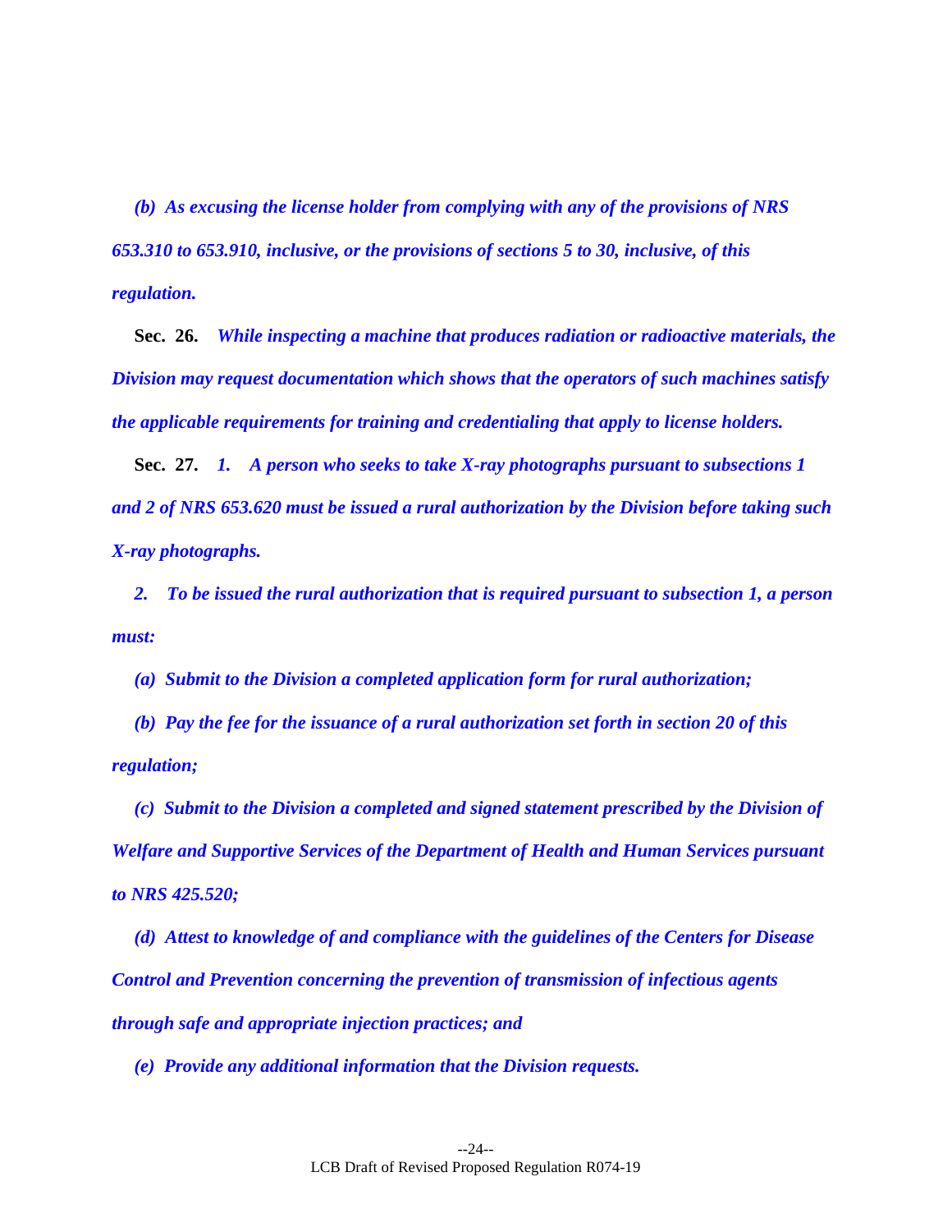*(b) As excusing the license holder from complying with any of the provisions of NRS 653.310 to 653.910, inclusive, or the provisions of sections 5 to 30, inclusive, of this regulation.*

**Sec. 26.** *While inspecting a machine that produces radiation or radioactive materials, the Division may request documentation which shows that the operators of such machines satisfy the applicable requirements for training and credentialing that apply to license holders.*

**Sec. 27.** *1. A person who seeks to take X-ray photographs pursuant to subsections 1 and 2 of NRS 653.620 must be issued a rural authorization by the Division before taking such X-ray photographs.*

*2. To be issued the rural authorization that is required pursuant to subsection 1, a person must:*

*(a) Submit to the Division a completed application form for rural authorization;*

*(b) Pay the fee for the issuance of a rural authorization set forth in section 20 of this regulation;*

*(c) Submit to the Division a completed and signed statement prescribed by the Division of Welfare and Supportive Services of the Department of Health and Human Services pursuant to NRS 425.520;*

*(d) Attest to knowledge of and compliance with the guidelines of the Centers for Disease Control and Prevention concerning the prevention of transmission of infectious agents through safe and appropriate injection practices; and*

*(e) Provide any additional information that the Division requests.*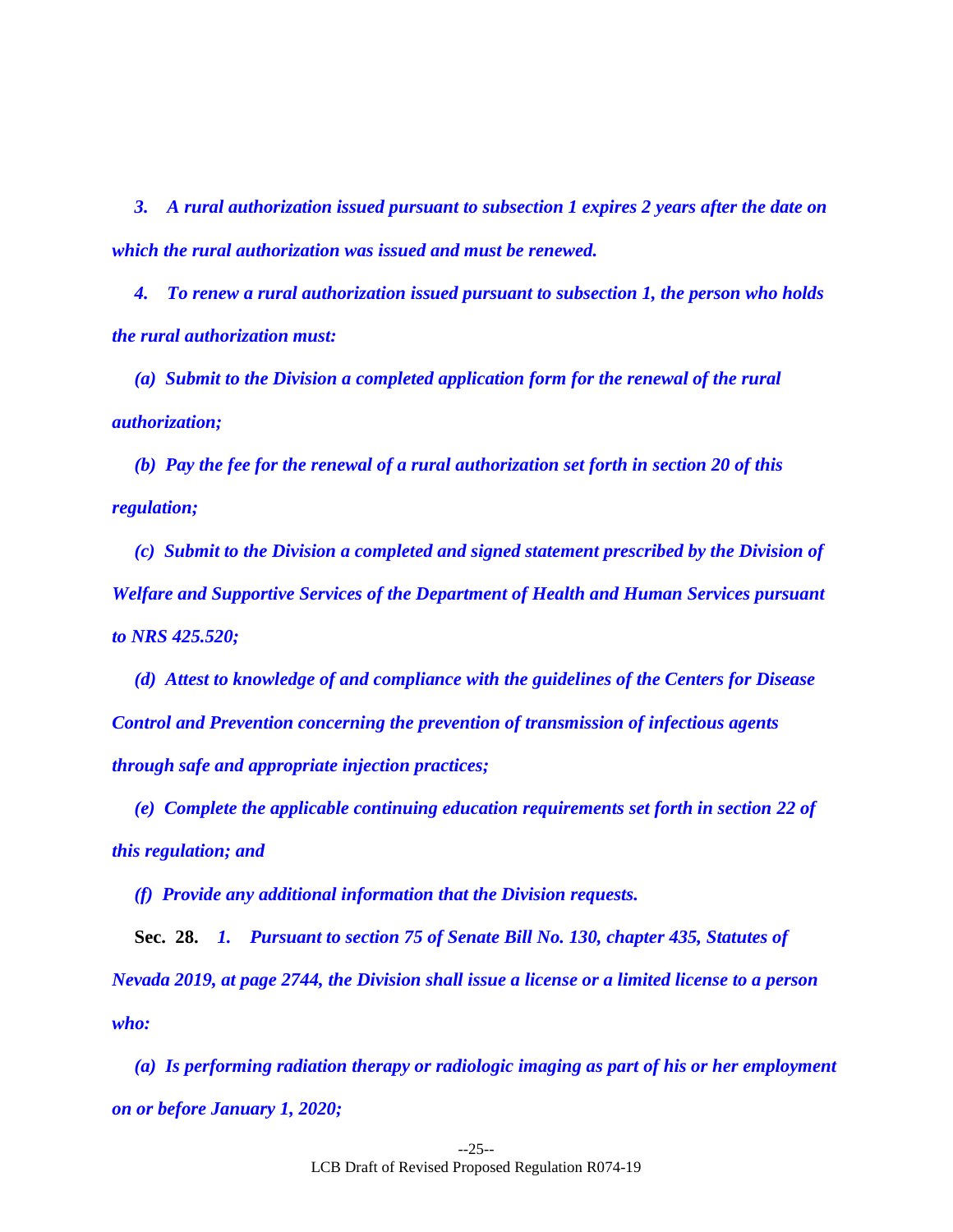***3. A rural authorization issued pursuant to subsection 1 expires 2 years after the date on which the rural authorization was issued and must be renewed.***

***4. To renew a rural authorization issued pursuant to subsection 1, the person who holds the rural authorization must:***

***(a) Submit to the Division a completed application form for the renewal of the rural authorization;***

***(b) Pay the fee for the renewal of a rural authorization set forth in section 20 of this regulation;***

***(c) Submit to the Division a completed and signed statement prescribed by the Division of Welfare and Supportive Services of the Department of Health and Human Services pursuant to NRS 425.520;***

***(d) Attest to knowledge of and compliance with the guidelines of the Centers for Disease Control and Prevention concerning the prevention of transmission of infectious agents through safe and appropriate injection practices;***

***(e) Complete the applicable continuing education requirements set forth in section 22 of this regulation; and***

***(f) Provide any additional information that the Division requests.***

**Sec. 28.** ***1. Pursuant to section 75 of Senate Bill No. 130, chapter 435, Statutes of Nevada 2019, at page 2744, the Division shall issue a license or a limited license to a person who:***

***(a) Is performing radiation therapy or radiologic imaging as part of his or her employment on or before January 1, 2020;***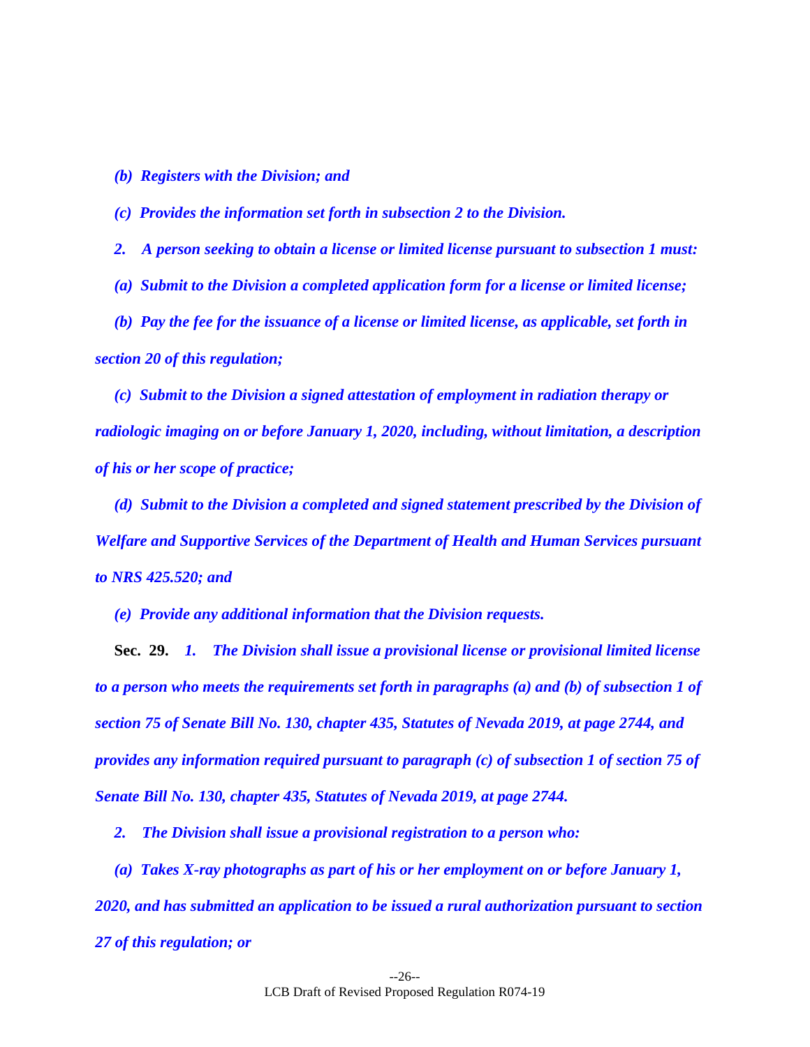*(b) Registers with the Division; and*

*(c) Provides the information set forth in subsection 2 to the Division.*

*2. A person seeking to obtain a license or limited license pursuant to subsection 1 must:*

*(a) Submit to the Division a completed application form for a license or limited license;*

*(b) Pay the fee for the issuance of a license or limited license, as applicable, set forth in section 20 of this regulation;*

*(c) Submit to the Division a signed attestation of employment in radiation therapy or radiologic imaging on or before January 1, 2020, including, without limitation, a description of his or her scope of practice;*

*(d) Submit to the Division a completed and signed statement prescribed by the Division of Welfare and Supportive Services of the Department of Health and Human Services pursuant to NRS 425.520; and*

*(e) Provide any additional information that the Division requests.*

**Sec. 29.** *1. The Division shall issue a provisional license or provisional limited license to a person who meets the requirements set forth in paragraphs (a) and (b) of subsection 1 of section 75 of Senate Bill No. 130, chapter 435, Statutes of Nevada 2019, at page 2744, and provides any information required pursuant to paragraph (c) of subsection 1 of section 75 of Senate Bill No. 130, chapter 435, Statutes of Nevada 2019, at page 2744.*

*2. The Division shall issue a provisional registration to a person who:*

*(a) Takes X-ray photographs as part of his or her employment on or before January 1, 2020, and has submitted an application to be issued a rural authorization pursuant to section 27 of this regulation; or*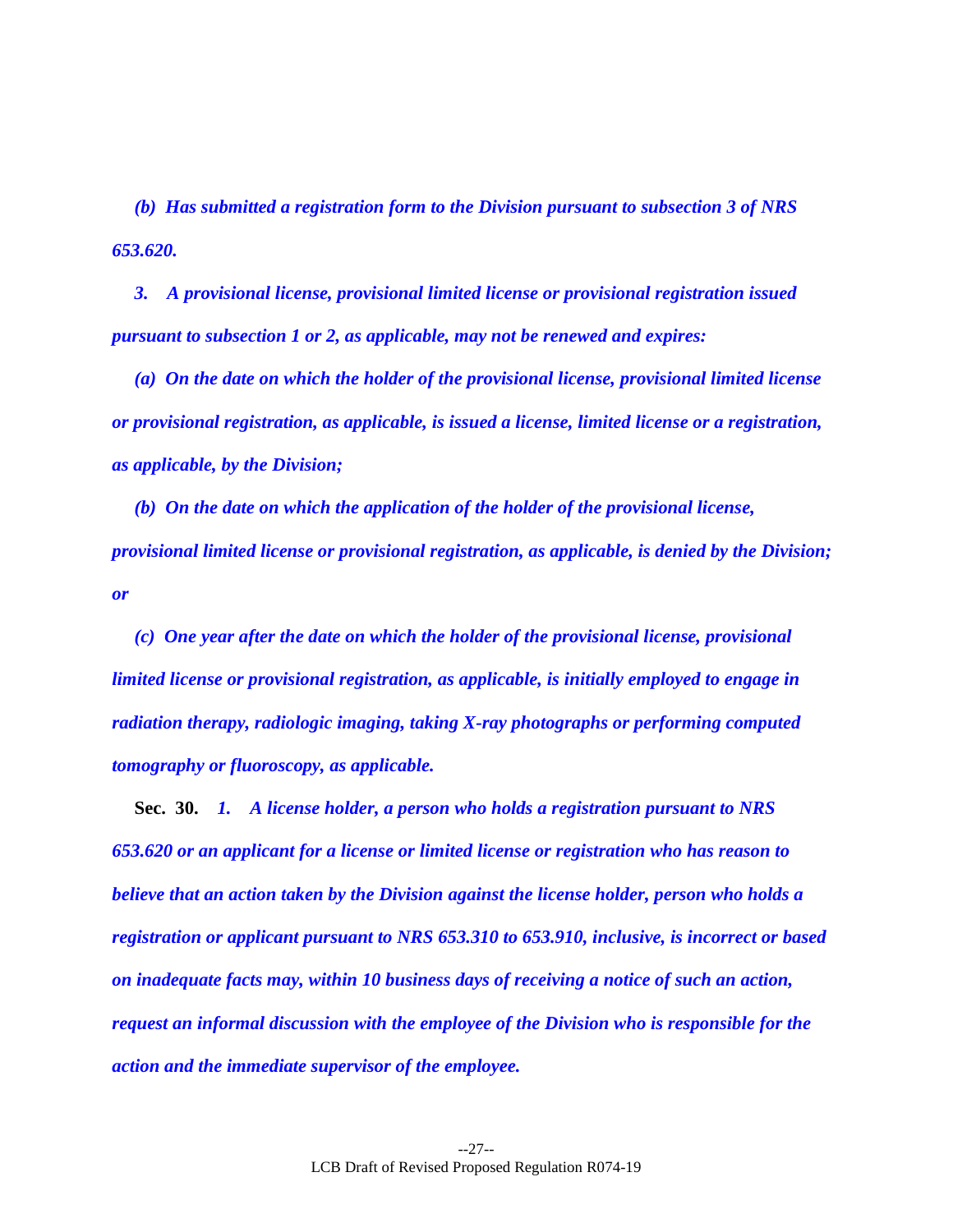*(b) Has submitted a registration form to the Division pursuant to subsection 3 of NRS 653.620.*

*3. A provisional license, provisional limited license or provisional registration issued pursuant to subsection 1 or 2, as applicable, may not be renewed and expires:*

*(a) On the date on which the holder of the provisional license, provisional limited license or provisional registration, as applicable, is issued a license, limited license or a registration, as applicable, by the Division;*

*(b) On the date on which the application of the holder of the provisional license, provisional limited license or provisional registration, as applicable, is denied by the Division; or*

*(c) One year after the date on which the holder of the provisional license, provisional limited license or provisional registration, as applicable, is initially employed to engage in radiation therapy, radiologic imaging, taking X-ray photographs or performing computed tomography or fluoroscopy, as applicable.*

**Sec. 30.** *1. A license holder, a person who holds a registration pursuant to NRS 653.620 or an applicant for a license or limited license or registration who has reason to believe that an action taken by the Division against the license holder, person who holds a registration or applicant pursuant to NRS 653.310 to 653.910, inclusive, is incorrect or based on inadequate facts may, within 10 business days of receiving a notice of such an action, request an informal discussion with the employee of the Division who is responsible for the action and the immediate supervisor of the employee.*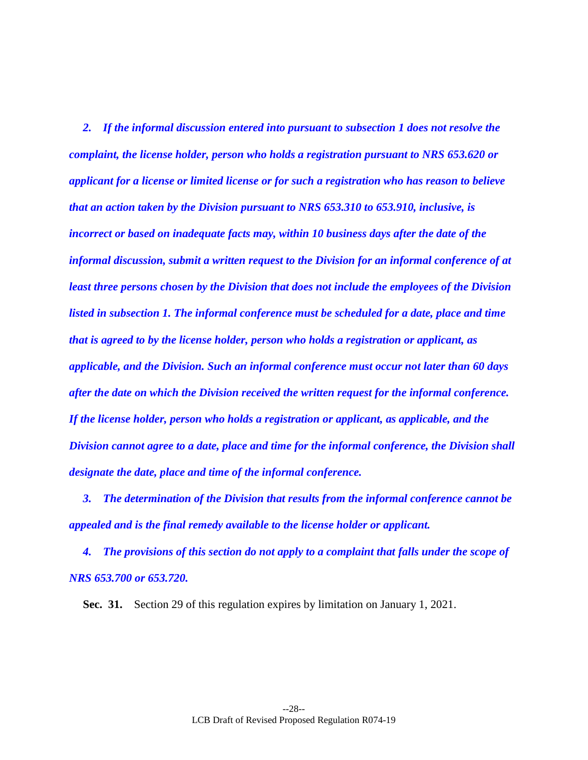*2. If the informal discussion entered into pursuant to subsection 1 does not resolve the complaint, the license holder, person who holds a registration pursuant to NRS 653.620 or applicant for a license or limited license or for such a registration who has reason to believe that an action taken by the Division pursuant to NRS 653.310 to 653.910, inclusive, is incorrect or based on inadequate facts may, within 10 business days after the date of the informal discussion, submit a written request to the Division for an informal conference of at least three persons chosen by the Division that does not include the employees of the Division listed in subsection 1. The informal conference must be scheduled for a date, place and time that is agreed to by the license holder, person who holds a registration or applicant, as applicable, and the Division. Such an informal conference must occur not later than 60 days after the date on which the Division received the written request for the informal conference. If the license holder, person who holds a registration or applicant, as applicable, and the Division cannot agree to a date, place and time for the informal conference, the Division shall designate the date, place and time of the informal conference.*

*3. The determination of the Division that results from the informal conference cannot be appealed and is the final remedy available to the license holder or applicant.*

*4. The provisions of this section do not apply to a complaint that falls under the scope of NRS 653.700 or 653.720.*

**Sec. 31.** Section 29 of this regulation expires by limitation on January 1, 2021.